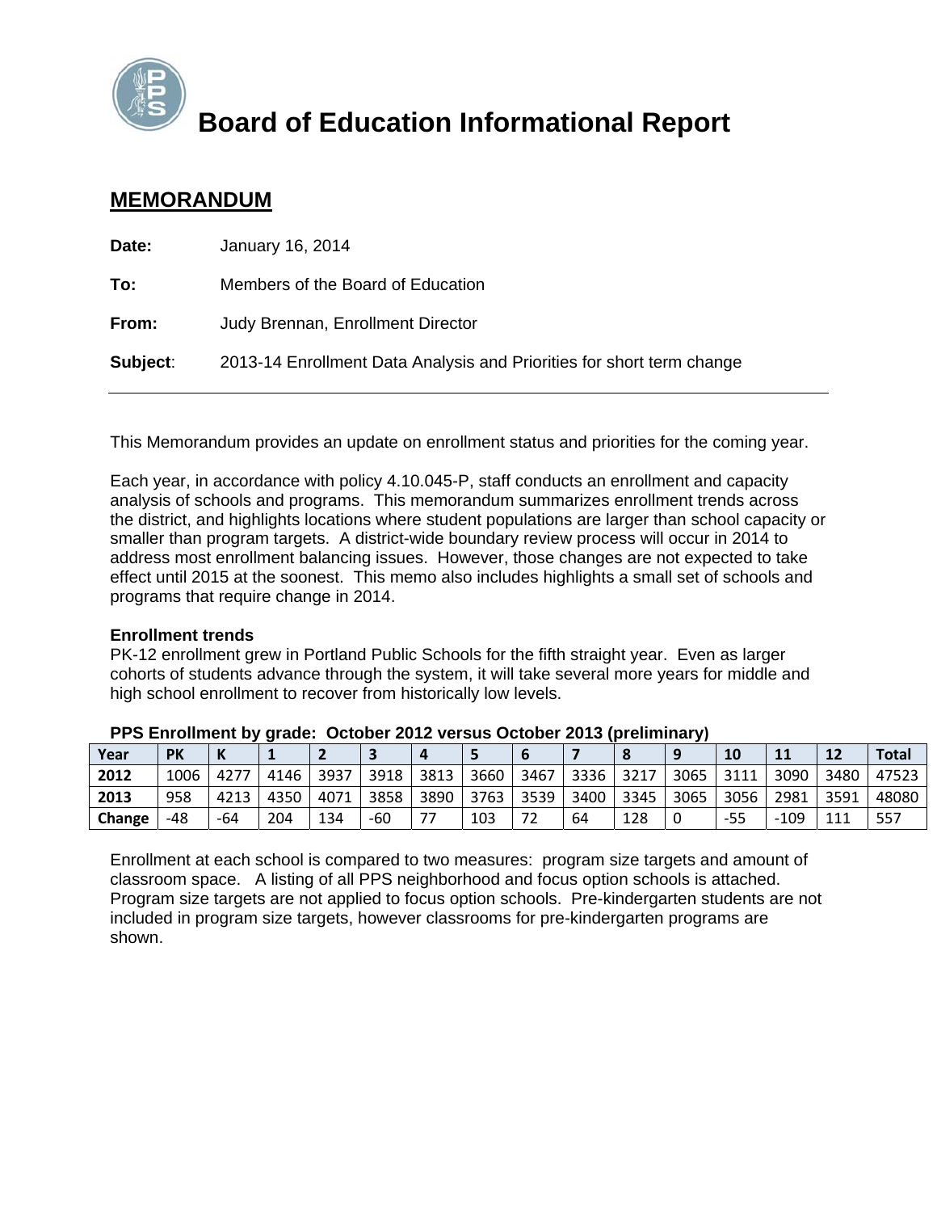# Board of Education Informational Report

## MEMORANDUM

**Date:** January 16, 2014

**To:** Members of the Board of Education

**From:** Judy Brennan, Enrollment Director

**Subject**: 2013-14 Enrollment Data Analysis and Priorities for short term change

---

This Memorandum provides an update on enrollment status and priorities for the coming year.

Each year, in accordance with policy 4.10.045-P, staff conducts an enrollment and capacity analysis of schools and programs. This memorandum summarizes enrollment trends across the district, and highlights locations where student populations are larger than school capacity or smaller than program targets. A district-wide boundary review process will occur in 2014 to address most enrollment balancing issues. However, those changes are not expected to take effect until 2015 at the soonest. This memo also includes highlights a small set of schools and programs that require change in 2014.

**Enrollment trends**

PK-12 enrollment grew in Portland Public Schools for the fifth straight year. Even as larger cohorts of students advance through the system, it will take several more years for middle and high school enrollment to recover from historically low levels.

**PPS Enrollment by grade: October 2012 versus October 2013 (preliminary)**

| Year | PK | K | 1 | 2 | 3 | 4 | 5 | 6 | 7 | 8 | 9 | 10 | 11 | 12 | Total |
|---|---|---|---|---|---|---|---|---|---|---|---|---|---|---|---|
| **2012** | 1006 | 4277 | 4146 | 3937 | 3918 | 3813 | 3660 | 3467 | 3336 | 3217 | 3065 | 3111 | 3090 | 3480 | 47523 |
| **2013** | 958 | 4213 | 4350 | 4071 | 3858 | 3890 | 3763 | 3539 | 3400 | 3345 | 3065 | 3056 | 2981 | 3591 | 48080 |
| **Change** | -48 | -64 | 204 | 134 | -60 | 77 | 103 | 72 | 64 | 128 | 0 | -55 | -109 | 111 | 557 |

Enrollment at each school is compared to two measures: program size targets and amount of classroom space. A listing of all PPS neighborhood and focus option schools is attached. Program size targets are not applied to focus option schools. Pre-kindergarten students are not included in program size targets, however classrooms for pre-kindergarten programs are shown.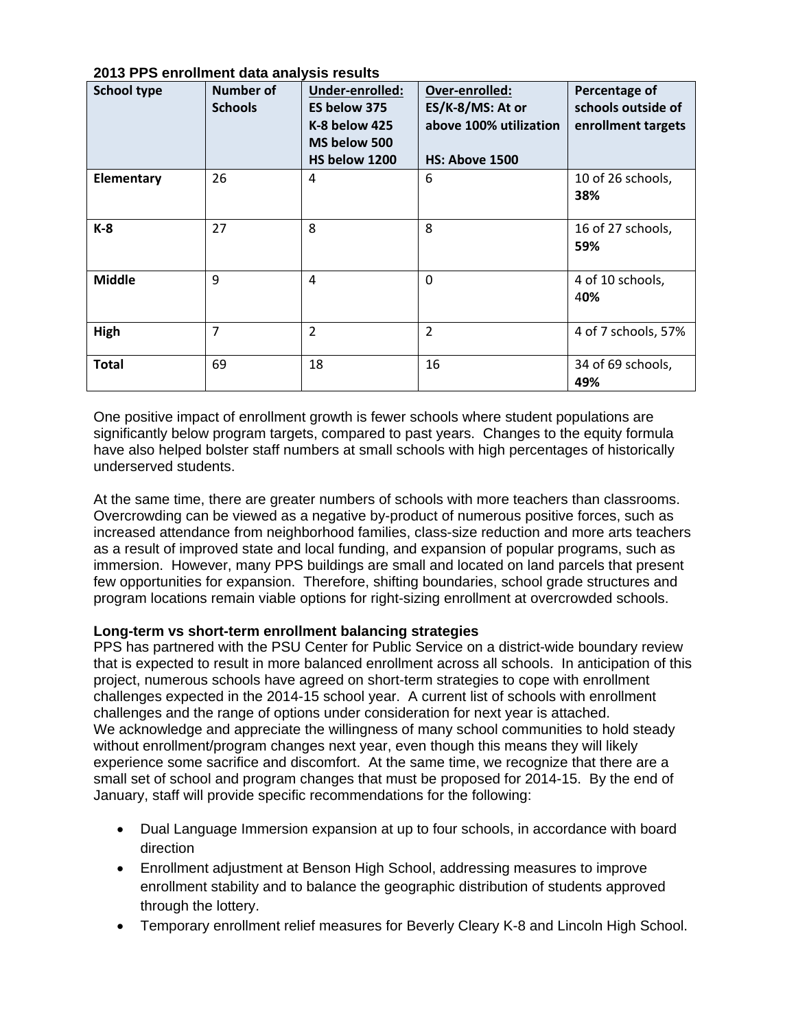**2013 PPS enrollment data analysis results**

| School type | Number of Schools | Under-enrolled: ES below 375 K-8 below 425 MS below 500 HS below 1200 | Over-enrolled: ES/K-8/MS: At or above 100% utilization HS: Above 1500 | Percentage of schools outside of enrollment targets |
|---|---|---|---|---|
| **Elementary** | 26 | 4 | 6 | 10 of 26 schools, **38%** |
| **K-8** | 27 | 8 | 8 | 16 of 27 schools, **59%** |
| **Middle** | 9 | 4 | 0 | 4 of 10 schools, 4**0%** |
| **High** | 7 | 2 | 2 | 4 of 7 schools, 57% |
| **Total** | 69 | 18 | 16 | 34 of 69 schools, **49%** |

One positive impact of enrollment growth is fewer schools where student populations are significantly below program targets, compared to past years. Changes to the equity formula have also helped bolster staff numbers at small schools with high percentages of historically underserved students.

At the same time, there are greater numbers of schools with more teachers than classrooms. Overcrowding can be viewed as a negative by-product of numerous positive forces, such as increased attendance from neighborhood families, class-size reduction and more arts teachers as a result of improved state and local funding, and expansion of popular programs, such as immersion. However, many PPS buildings are small and located on land parcels that present few opportunities for expansion. Therefore, shifting boundaries, school grade structures and program locations remain viable options for right-sizing enrollment at overcrowded schools.

**Long-term vs short-term enrollment balancing strategies**

PPS has partnered with the PSU Center for Public Service on a district-wide boundary review that is expected to result in more balanced enrollment across all schools. In anticipation of this project, numerous schools have agreed on short-term strategies to cope with enrollment challenges expected in the 2014-15 school year. A current list of schools with enrollment challenges and the range of options under consideration for next year is attached.

We acknowledge and appreciate the willingness of many school communities to hold steady without enrollment/program changes next year, even though this means they will likely experience some sacrifice and discomfort. At the same time, we recognize that there are a small set of school and program changes that must be proposed for 2014-15. By the end of January, staff will provide specific recommendations for the following:

- Dual Language Immersion expansion at up to four schools, in accordance with board direction
- Enrollment adjustment at Benson High School, addressing measures to improve enrollment stability and to balance the geographic distribution of students approved through the lottery.
- Temporary enrollment relief measures for Beverly Cleary K-8 and Lincoln High School.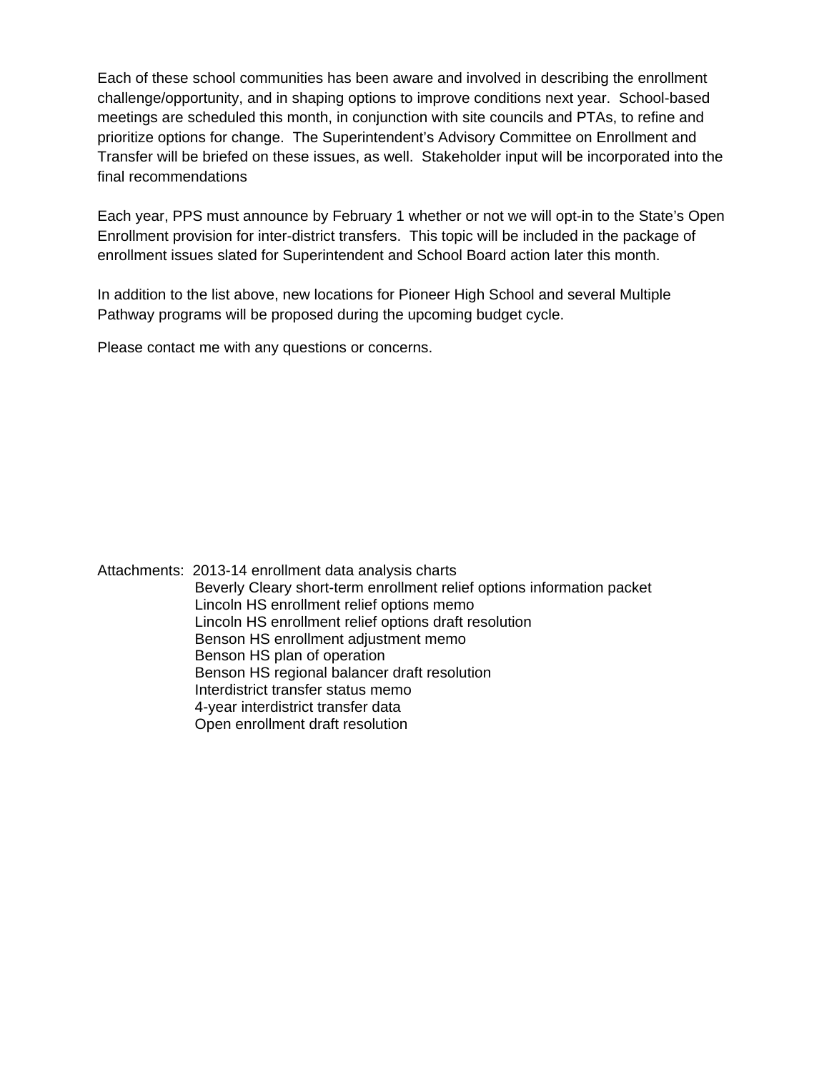Each of these school communities has been aware and involved in describing the enrollment challenge/opportunity, and in shaping options to improve conditions next year. School-based meetings are scheduled this month, in conjunction with site councils and PTAs, to refine and prioritize options for change. The Superintendent's Advisory Committee on Enrollment and Transfer will be briefed on these issues, as well. Stakeholder input will be incorporated into the final recommendations

Each year, PPS must announce by February 1 whether or not we will opt-in to the State's Open Enrollment provision for inter-district transfers. This topic will be included in the package of enrollment issues slated for Superintendent and School Board action later this month.

In addition to the list above, new locations for Pioneer High School and several Multiple Pathway programs will be proposed during the upcoming budget cycle.

Please contact me with any questions or concerns.

Attachments: 2013-14 enrollment data analysis charts
Beverly Cleary short-term enrollment relief options information packet
Lincoln HS enrollment relief options memo
Lincoln HS enrollment relief options draft resolution
Benson HS enrollment adjustment memo
Benson HS plan of operation
Benson HS regional balancer draft resolution
Interdistrict transfer status memo
4-year interdistrict transfer data
Open enrollment draft resolution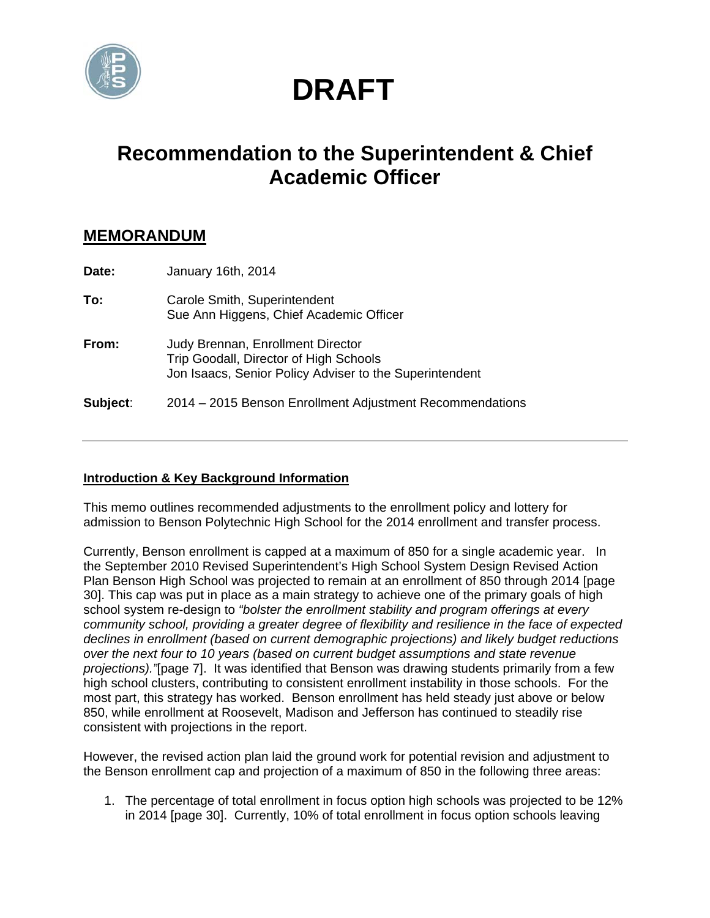# DRAFT

## Recommendation to the Superintendent & Chief Academic Officer

### MEMORANDUM

**Date:** January 16th, 2014

**To:** Carole Smith, Superintendent
Sue Ann Higgens, Chief Academic Officer

**From:** Judy Brennan, Enrollment Director
Trip Goodall, Director of High Schools
Jon Isaacs, Senior Policy Adviser to the Superintendent

**Subject**: 2014 – 2015 Benson Enrollment Adjustment Recommendations

---

**Introduction & Key Background Information**

This memo outlines recommended adjustments to the enrollment policy and lottery for admission to Benson Polytechnic High School for the 2014 enrollment and transfer process.

Currently, Benson enrollment is capped at a maximum of 850 for a single academic year. In the September 2010 Revised Superintendent's High School System Design Revised Action Plan Benson High School was projected to remain at an enrollment of 850 through 2014 [page 30]. This cap was put in place as a main strategy to achieve one of the primary goals of high school system re-design to *"bolster the enrollment stability and program offerings at every community school, providing a greater degree of flexibility and resilience in the face of expected declines in enrollment (based on current demographic projections) and likely budget reductions over the next four to 10 years (based on current budget assumptions and state revenue projections)."*[page 7]. It was identified that Benson was drawing students primarily from a few high school clusters, contributing to consistent enrollment instability in those schools. For the most part, this strategy has worked. Benson enrollment has held steady just above or below 850, while enrollment at Roosevelt, Madison and Jefferson has continued to steadily rise consistent with projections in the report.

However, the revised action plan laid the ground work for potential revision and adjustment to the Benson enrollment cap and projection of a maximum of 850 in the following three areas:

1. The percentage of total enrollment in focus option high schools was projected to be 12% in 2014 [page 30]. Currently, 10% of total enrollment in focus option schools leaving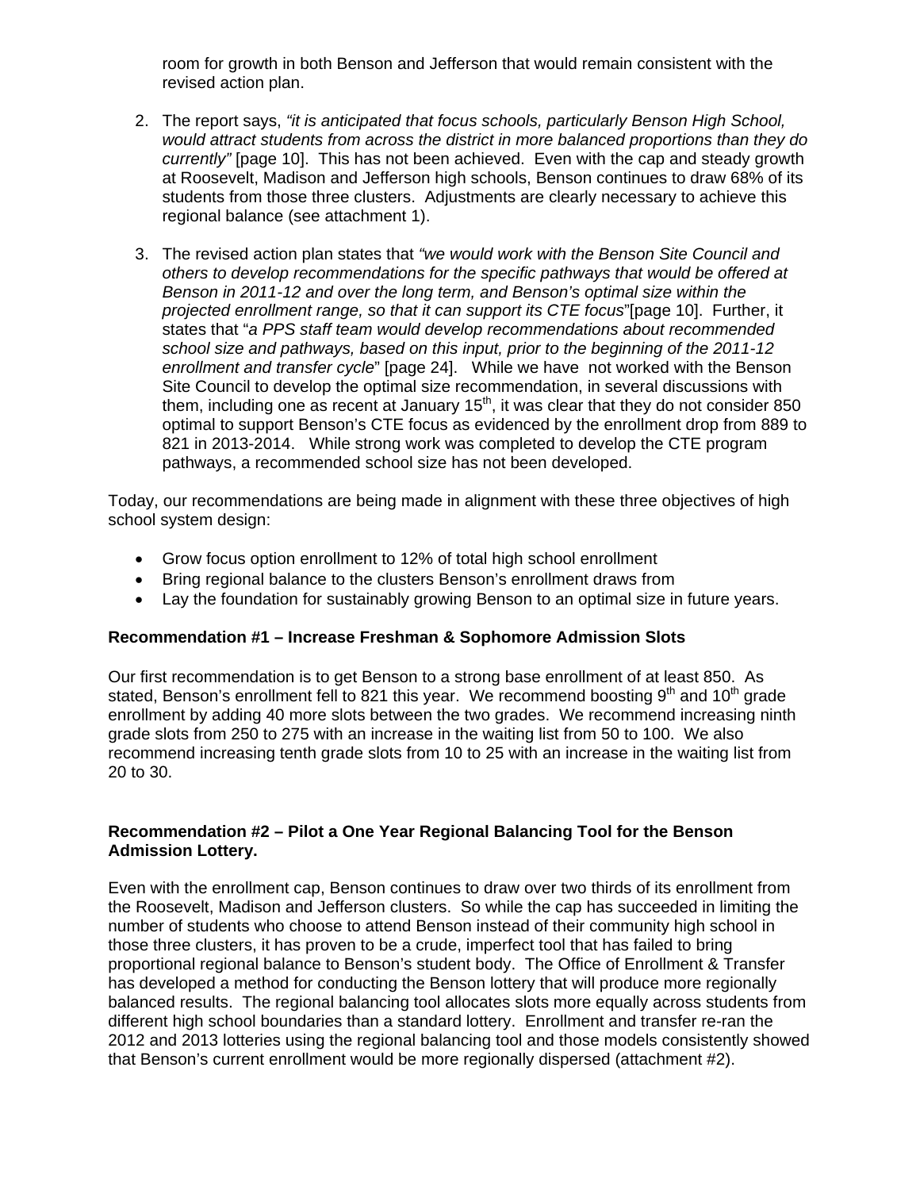room for growth in both Benson and Jefferson that would remain consistent with the revised action plan.

2. The report says, *"it is anticipated that focus schools, particularly Benson High School, would attract students from across the district in more balanced proportions than they do currently"* [page 10]. This has not been achieved. Even with the cap and steady growth at Roosevelt, Madison and Jefferson high schools, Benson continues to draw 68% of its students from those three clusters. Adjustments are clearly necessary to achieve this regional balance (see attachment 1).

3. The revised action plan states that *"we would work with the Benson Site Council and others to develop recommendations for the specific pathways that would be offered at Benson in 2011-12 and over the long term, and Benson's optimal size within the projected enrollment range, so that it can support its CTE focus*"[page 10]. Further, it states that "*a PPS staff team would develop recommendations about recommended school size and pathways, based on this input, prior to the beginning of the 2011-12 enrollment and transfer cycle*" [page 24]. While we have not worked with the Benson Site Council to develop the optimal size recommendation, in several discussions with them, including one as recent at January 15th, it was clear that they do not consider 850 optimal to support Benson's CTE focus as evidenced by the enrollment drop from 889 to 821 in 2013-2014. While strong work was completed to develop the CTE program pathways, a recommended school size has not been developed.

Today, our recommendations are being made in alignment with these three objectives of high school system design:

- Grow focus option enrollment to 12% of total high school enrollment
- Bring regional balance to the clusters Benson's enrollment draws from
- Lay the foundation for sustainably growing Benson to an optimal size in future years.

**Recommendation #1 – Increase Freshman & Sophomore Admission Slots**

Our first recommendation is to get Benson to a strong base enrollment of at least 850. As stated, Benson's enrollment fell to 821 this year. We recommend boosting 9th and 10th grade enrollment by adding 40 more slots between the two grades. We recommend increasing ninth grade slots from 250 to 275 with an increase in the waiting list from 50 to 100. We also recommend increasing tenth grade slots from 10 to 25 with an increase in the waiting list from 20 to 30.

**Recommendation #2 – Pilot a One Year Regional Balancing Tool for the Benson Admission Lottery.**

Even with the enrollment cap, Benson continues to draw over two thirds of its enrollment from the Roosevelt, Madison and Jefferson clusters. So while the cap has succeeded in limiting the number of students who choose to attend Benson instead of their community high school in those three clusters, it has proven to be a crude, imperfect tool that has failed to bring proportional regional balance to Benson's student body. The Office of Enrollment & Transfer has developed a method for conducting the Benson lottery that will produce more regionally balanced results. The regional balancing tool allocates slots more equally across students from different high school boundaries than a standard lottery. Enrollment and transfer re-ran the 2012 and 2013 lotteries using the regional balancing tool and those models consistently showed that Benson's current enrollment would be more regionally dispersed (attachment #2).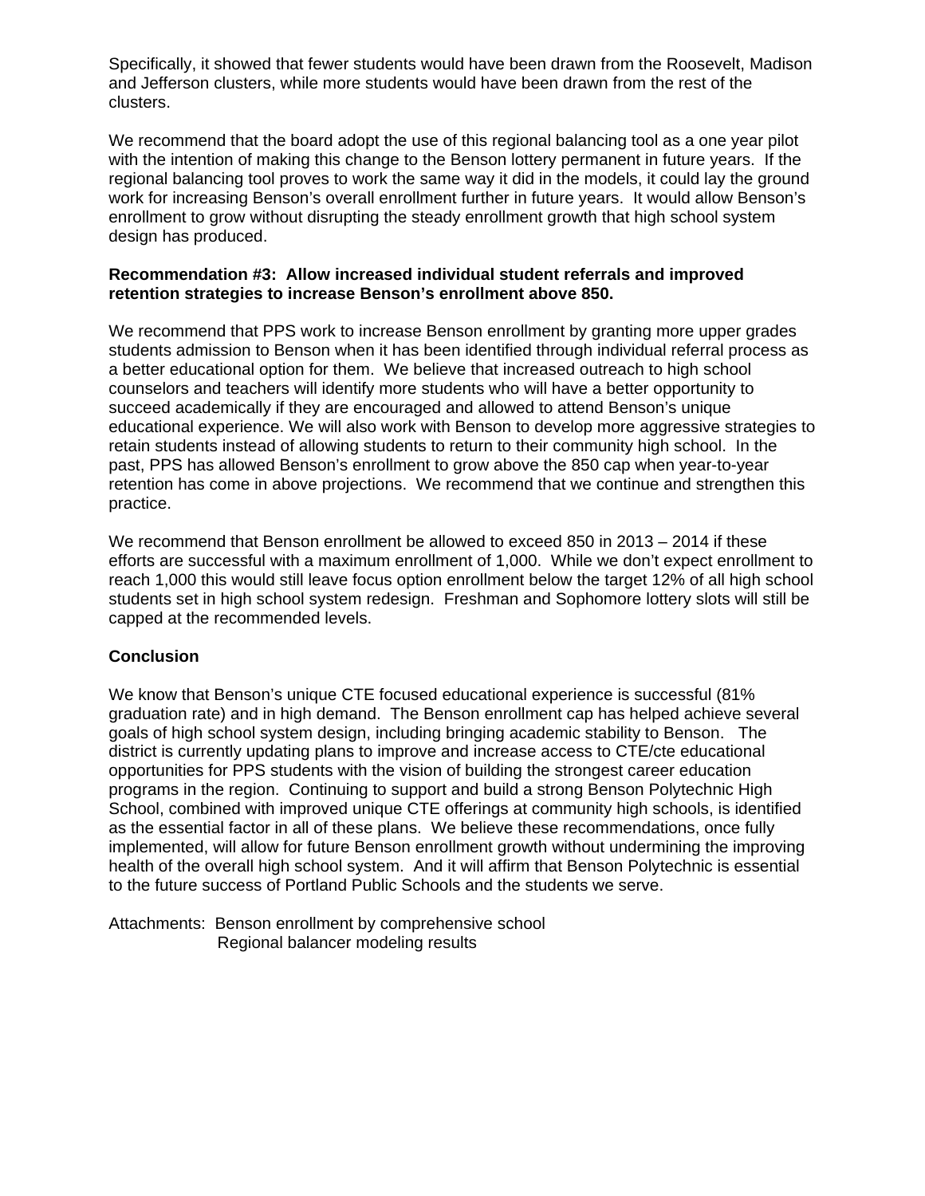Specifically, it showed that fewer students would have been drawn from the Roosevelt, Madison and Jefferson clusters, while more students would have been drawn from the rest of the clusters.

We recommend that the board adopt the use of this regional balancing tool as a one year pilot with the intention of making this change to the Benson lottery permanent in future years. If the regional balancing tool proves to work the same way it did in the models, it could lay the ground work for increasing Benson's overall enrollment further in future years. It would allow Benson's enrollment to grow without disrupting the steady enrollment growth that high school system design has produced.

**Recommendation #3: Allow increased individual student referrals and improved retention strategies to increase Benson's enrollment above 850.**

We recommend that PPS work to increase Benson enrollment by granting more upper grades students admission to Benson when it has been identified through individual referral process as a better educational option for them. We believe that increased outreach to high school counselors and teachers will identify more students who will have a better opportunity to succeed academically if they are encouraged and allowed to attend Benson's unique educational experience. We will also work with Benson to develop more aggressive strategies to retain students instead of allowing students to return to their community high school. In the past, PPS has allowed Benson's enrollment to grow above the 850 cap when year-to-year retention has come in above projections. We recommend that we continue and strengthen this practice.

We recommend that Benson enrollment be allowed to exceed 850 in 2013 – 2014 if these efforts are successful with a maximum enrollment of 1,000. While we don't expect enrollment to reach 1,000 this would still leave focus option enrollment below the target 12% of all high school students set in high school system redesign. Freshman and Sophomore lottery slots will still be capped at the recommended levels.

**Conclusion**

We know that Benson's unique CTE focused educational experience is successful (81% graduation rate) and in high demand. The Benson enrollment cap has helped achieve several goals of high school system design, including bringing academic stability to Benson. The district is currently updating plans to improve and increase access to CTE/cte educational opportunities for PPS students with the vision of building the strongest career education programs in the region. Continuing to support and build a strong Benson Polytechnic High School, combined with improved unique CTE offerings at community high schools, is identified as the essential factor in all of these plans. We believe these recommendations, once fully implemented, will allow for future Benson enrollment growth without undermining the improving health of the overall high school system. And it will affirm that Benson Polytechnic is essential to the future success of Portland Public Schools and the students we serve.

Attachments: Benson enrollment by comprehensive school
Regional balancer modeling results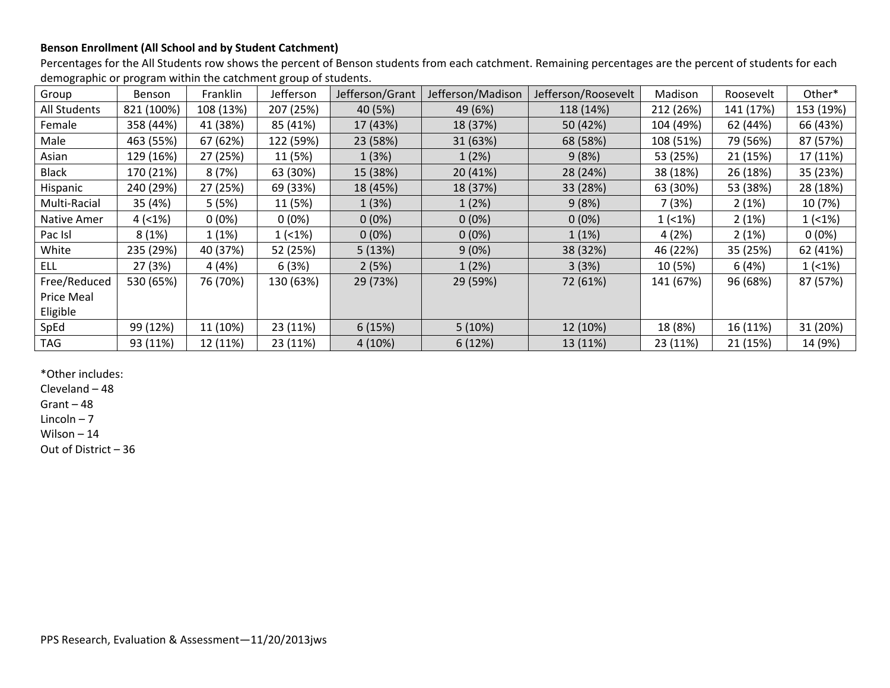**Benson Enrollment (All School and by Student Catchment)**

Percentages for the All Students row shows the percent of Benson students from each catchment. Remaining percentages are the percent of students for each demographic or program within the catchment group of students.

| Group | Benson | Franklin | Jefferson | Jefferson/Grant | Jefferson/Madison | Jefferson/Roosevelt | Madison | Roosevelt | Other* |
|---|---|---|---|---|---|---|---|---|---|
| All Students | 821 (100%) | 108 (13%) | 207 (25%) | 40 (5%) | 49 (6%) | 118 (14%) | 212 (26%) | 141 (17%) | 153 (19%) |
| Female | 358 (44%) | 41 (38%) | 85 (41%) | 17 (43%) | 18 (37%) | 50 (42%) | 104 (49%) | 62 (44%) | 66 (43%) |
| Male | 463 (55%) | 67 (62%) | 122 (59%) | 23 (58%) | 31 (63%) | 68 (58%) | 108 (51%) | 79 (56%) | 87 (57%) |
| Asian | 129 (16%) | 27 (25%) | 11 (5%) | 1 (3%) | 1 (2%) | 9 (8%) | 53 (25%) | 21 (15%) | 17 (11%) |
| Black | 170 (21%) | 8 (7%) | 63 (30%) | 15 (38%) | 20 (41%) | 28 (24%) | 38 (18%) | 26 (18%) | 35 (23%) |
| Hispanic | 240 (29%) | 27 (25%) | 69 (33%) | 18 (45%) | 18 (37%) | 33 (28%) | 63 (30%) | 53 (38%) | 28 (18%) |
| Multi-Racial | 35 (4%) | 5 (5%) | 11 (5%) | 1 (3%) | 1 (2%) | 9 (8%) | 7 (3%) | 2 (1%) | 10 (7%) |
| Native Amer | 4 (<1%) | 0 (0%) | 0 (0%) | 0 (0%) | 0 (0%) | 0 (0%) | 1 (<1%) | 2 (1%) | 1 (<1%) |
| Pac Isl | 8 (1%) | 1 (1%) | 1 (<1%) | 0 (0%) | 0 (0%) | 1 (1%) | 4 (2%) | 2 (1%) | 0 (0%) |
| White | 235 (29%) | 40 (37%) | 52 (25%) | 5 (13%) | 9 (0%) | 38 (32%) | 46 (22%) | 35 (25%) | 62 (41%) |
| ELL | 27 (3%) | 4 (4%) | 6 (3%) | 2 (5%) | 1 (2%) | 3 (3%) | 10 (5%) | 6 (4%) | 1 (<1%) |
| Free/Reduced Price Meal Eligible | 530 (65%) | 76 (70%) | 130 (63%) | 29 (73%) | 29 (59%) | 72 (61%) | 141 (67%) | 96 (68%) | 87 (57%) |
| SpEd | 99 (12%) | 11 (10%) | 23 (11%) | 6 (15%) | 5 (10%) | 12 (10%) | 18 (8%) | 16 (11%) | 31 (20%) |
| TAG | 93 (11%) | 12 (11%) | 23 (11%) | 4 (10%) | 6 (12%) | 13 (11%) | 23 (11%) | 21 (15%) | 14 (9%) |

*Other includes:
Cleveland – 48
Grant – 48
Lincoln – 7
Wilson – 14
Out of District – 36

PPS Research, Evaluation & Assessment—11/20/2013jws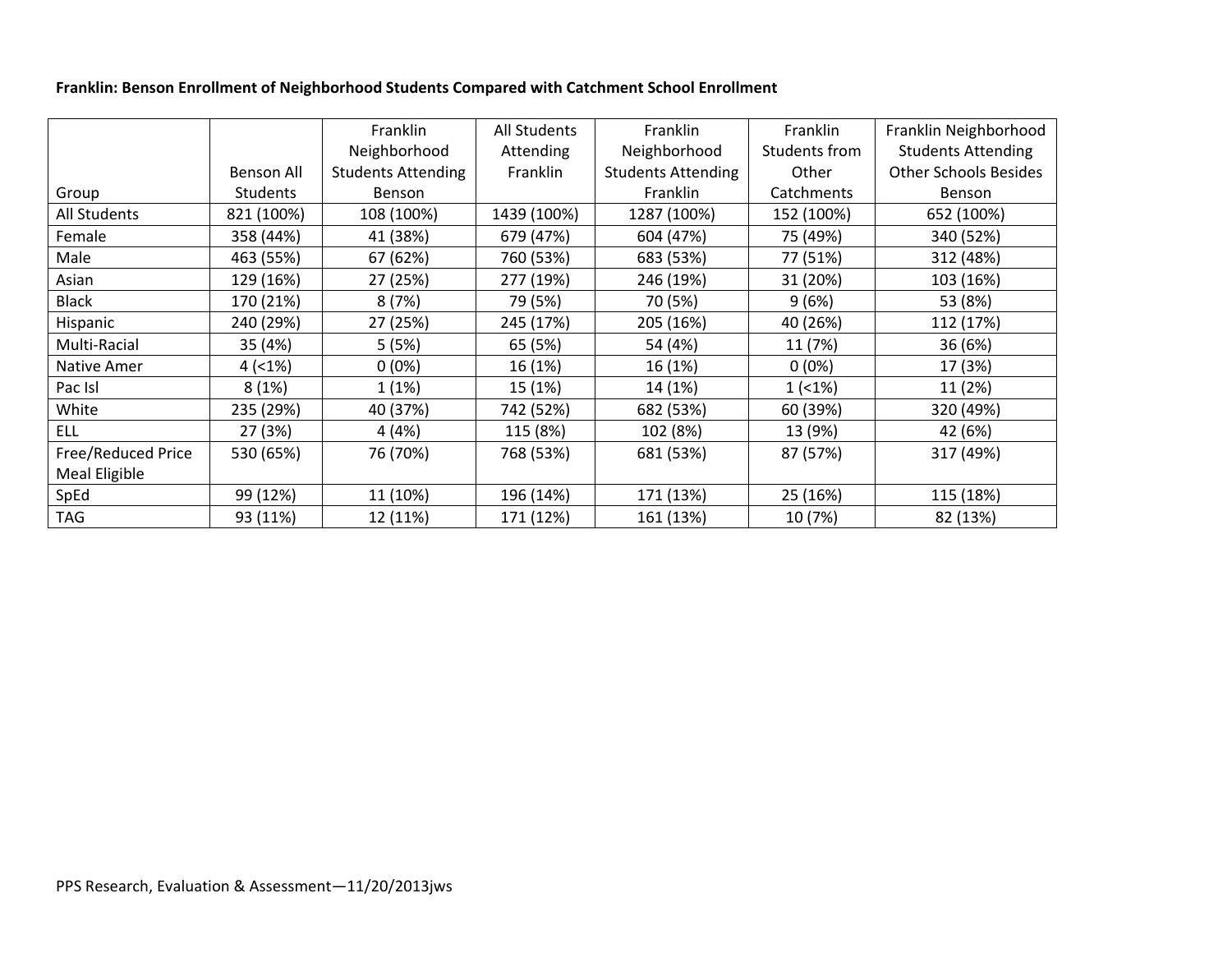**Franklin: Benson Enrollment of Neighborhood Students Compared with Catchment School Enrollment**

| Group | Benson All Students | Franklin Neighborhood Students Attending Benson | All Students Attending Franklin | Franklin Neighborhood Students Attending Franklin | Franklin Students from Other Catchments | Franklin Neighborhood Students Attending Other Schools Besides Benson |
|---|---|---|---|---|---|---|
| All Students | 821 (100%) | 108 (100%) | 1439 (100%) | 1287 (100%) | 152 (100%) | 652 (100%) |
| Female | 358 (44%) | 41 (38%) | 679 (47%) | 604 (47%) | 75 (49%) | 340 (52%) |
| Male | 463 (55%) | 67 (62%) | 760 (53%) | 683 (53%) | 77 (51%) | 312 (48%) |
| Asian | 129 (16%) | 27 (25%) | 277 (19%) | 246 (19%) | 31 (20%) | 103 (16%) |
| Black | 170 (21%) | 8 (7%) | 79 (5%) | 70 (5%) | 9 (6%) | 53 (8%) |
| Hispanic | 240 (29%) | 27 (25%) | 245 (17%) | 205 (16%) | 40 (26%) | 112 (17%) |
| Multi-Racial | 35 (4%) | 5 (5%) | 65 (5%) | 54 (4%) | 11 (7%) | 36 (6%) |
| Native Amer | 4 (<1%) | 0 (0%) | 16 (1%) | 16 (1%) | 0 (0%) | 17 (3%) |
| Pac Isl | 8 (1%) | 1 (1%) | 15 (1%) | 14 (1%) | 1 (<1%) | 11 (2%) |
| White | 235 (29%) | 40 (37%) | 742 (52%) | 682 (53%) | 60 (39%) | 320 (49%) |
| ELL | 27 (3%) | 4 (4%) | 115 (8%) | 102 (8%) | 13 (9%) | 42 (6%) |
| Free/Reduced Price Meal Eligible | 530 (65%) | 76 (70%) | 768 (53%) | 681 (53%) | 87 (57%) | 317 (49%) |
| SpEd | 99 (12%) | 11 (10%) | 196 (14%) | 171 (13%) | 25 (16%) | 115 (18%) |
| TAG | 93 (11%) | 12 (11%) | 171 (12%) | 161 (13%) | 10 (7%) | 82 (13%) |

PPS Research, Evaluation & Assessment—11/20/2013jws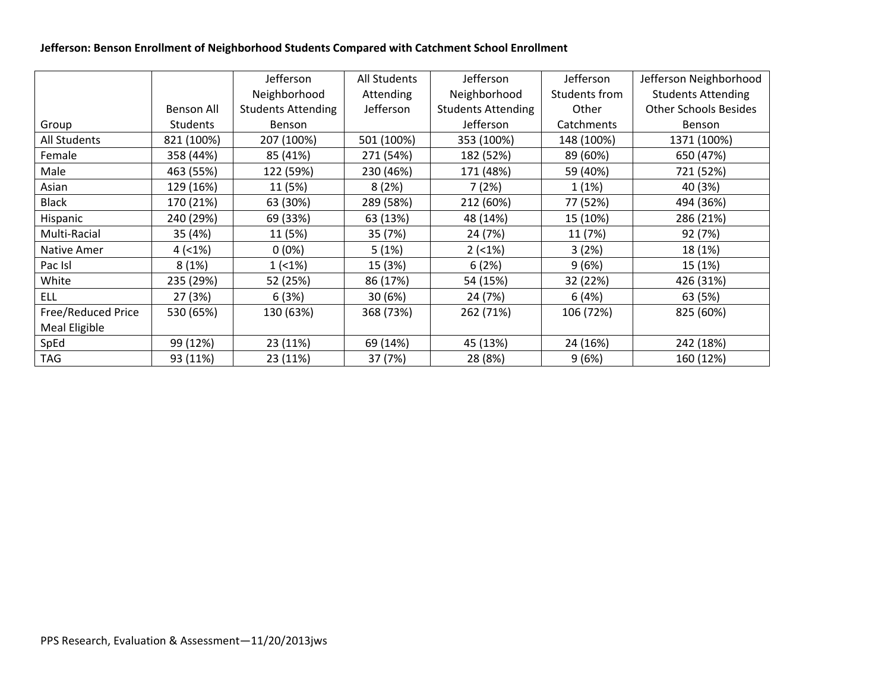**Jefferson: Benson Enrollment of Neighborhood Students Compared with Catchment School Enrollment**

| Group | Benson All Students | Jefferson Neighborhood Students Attending Benson | All Students Attending Jefferson | Jefferson Neighborhood Students Attending Jefferson | Jefferson Students from Other Catchments | Jefferson Neighborhood Students Attending Other Schools Besides Benson |
|---|---|---|---|---|---|---|
| All Students | 821 (100%) | 207 (100%) | 501 (100%) | 353 (100%) | 148 (100%) | 1371 (100%) |
| Female | 358 (44%) | 85 (41%) | 271 (54%) | 182 (52%) | 89 (60%) | 650 (47%) |
| Male | 463 (55%) | 122 (59%) | 230 (46%) | 171 (48%) | 59 (40%) | 721 (52%) |
| Asian | 129 (16%) | 11 (5%) | 8 (2%) | 7 (2%) | 1 (1%) | 40 (3%) |
| Black | 170 (21%) | 63 (30%) | 289 (58%) | 212 (60%) | 77 (52%) | 494 (36%) |
| Hispanic | 240 (29%) | 69 (33%) | 63 (13%) | 48 (14%) | 15 (10%) | 286 (21%) |
| Multi-Racial | 35 (4%) | 11 (5%) | 35 (7%) | 24 (7%) | 11 (7%) | 92 (7%) |
| Native Amer | 4 (<1%) | 0 (0%) | 5 (1%) | 2 (<1%) | 3 (2%) | 18 (1%) |
| Pac Isl | 8 (1%) | 1 (<1%) | 15 (3%) | 6 (2%) | 9 (6%) | 15 (1%) |
| White | 235 (29%) | 52 (25%) | 86 (17%) | 54 (15%) | 32 (22%) | 426 (31%) |
| ELL | 27 (3%) | 6 (3%) | 30 (6%) | 24 (7%) | 6 (4%) | 63 (5%) |
| Free/Reduced Price Meal Eligible | 530 (65%) | 130 (63%) | 368 (73%) | 262 (71%) | 106 (72%) | 825 (60%) |
| SpEd | 99 (12%) | 23 (11%) | 69 (14%) | 45 (13%) | 24 (16%) | 242 (18%) |
| TAG | 93 (11%) | 23 (11%) | 37 (7%) | 28 (8%) | 9 (6%) | 160 (12%) |

PPS Research, Evaluation & Assessment—11/20/2013jws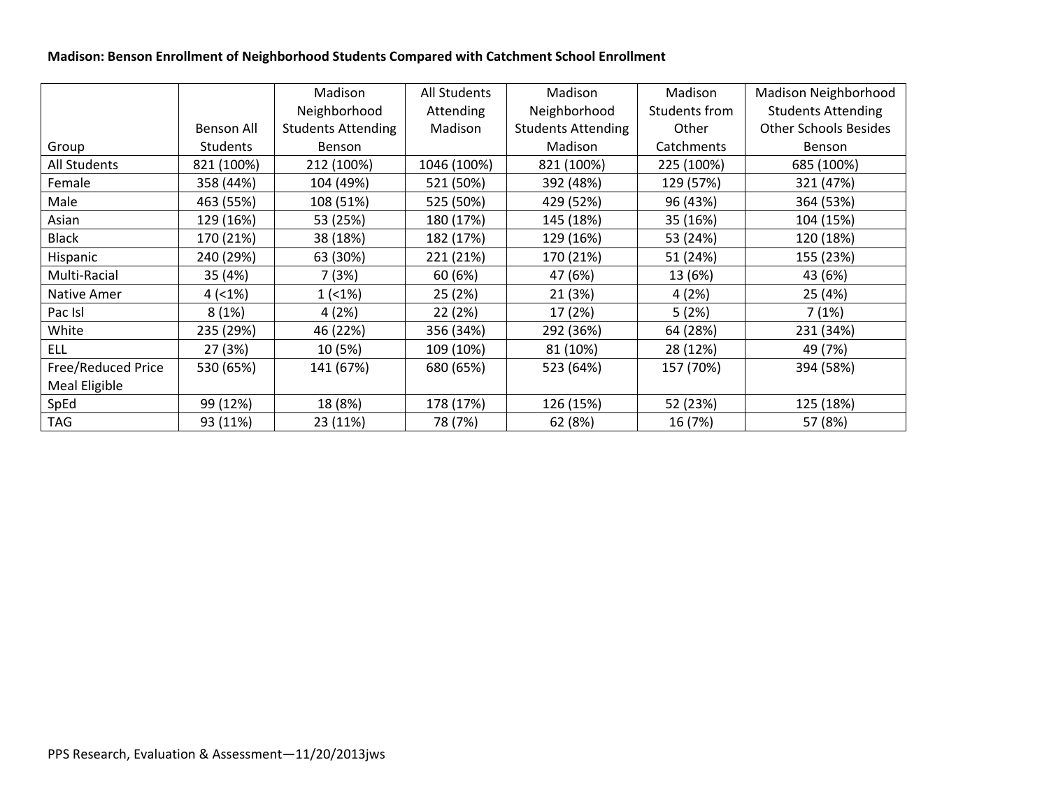**Madison: Benson Enrollment of Neighborhood Students Compared with Catchment School Enrollment**

| Group | Benson All Students | Madison Neighborhood Students Attending Benson | All Students Attending Madison | Madison Neighborhood Students Attending Madison | Madison Students from Other Catchments | Madison Neighborhood Students Attending Other Schools Besides Benson |
|---|---|---|---|---|---|---|
| All Students | 821 (100%) | 212 (100%) | 1046 (100%) | 821 (100%) | 225 (100%) | 685 (100%) |
| Female | 358 (44%) | 104 (49%) | 521 (50%) | 392 (48%) | 129 (57%) | 321 (47%) |
| Male | 463 (55%) | 108 (51%) | 525 (50%) | 429 (52%) | 96 (43%) | 364 (53%) |
| Asian | 129 (16%) | 53 (25%) | 180 (17%) | 145 (18%) | 35 (16%) | 104 (15%) |
| Black | 170 (21%) | 38 (18%) | 182 (17%) | 129 (16%) | 53 (24%) | 120 (18%) |
| Hispanic | 240 (29%) | 63 (30%) | 221 (21%) | 170 (21%) | 51 (24%) | 155 (23%) |
| Multi-Racial | 35 (4%) | 7 (3%) | 60 (6%) | 47 (6%) | 13 (6%) | 43 (6%) |
| Native Amer | 4 (<1%) | 1 (<1%) | 25 (2%) | 21 (3%) | 4 (2%) | 25 (4%) |
| Pac Isl | 8 (1%) | 4 (2%) | 22 (2%) | 17 (2%) | 5 (2%) | 7 (1%) |
| White | 235 (29%) | 46 (22%) | 356 (34%) | 292 (36%) | 64 (28%) | 231 (34%) |
| ELL | 27 (3%) | 10 (5%) | 109 (10%) | 81 (10%) | 28 (12%) | 49 (7%) |
| Free/Reduced Price Meal Eligible | 530 (65%) | 141 (67%) | 680 (65%) | 523 (64%) | 157 (70%) | 394 (58%) |
| SpEd | 99 (12%) | 18 (8%) | 178 (17%) | 126 (15%) | 52 (23%) | 125 (18%) |
| TAG | 93 (11%) | 23 (11%) | 78 (7%) | 62 (8%) | 16 (7%) | 57 (8%) |

PPS Research, Evaluation & Assessment—11/20/2013jws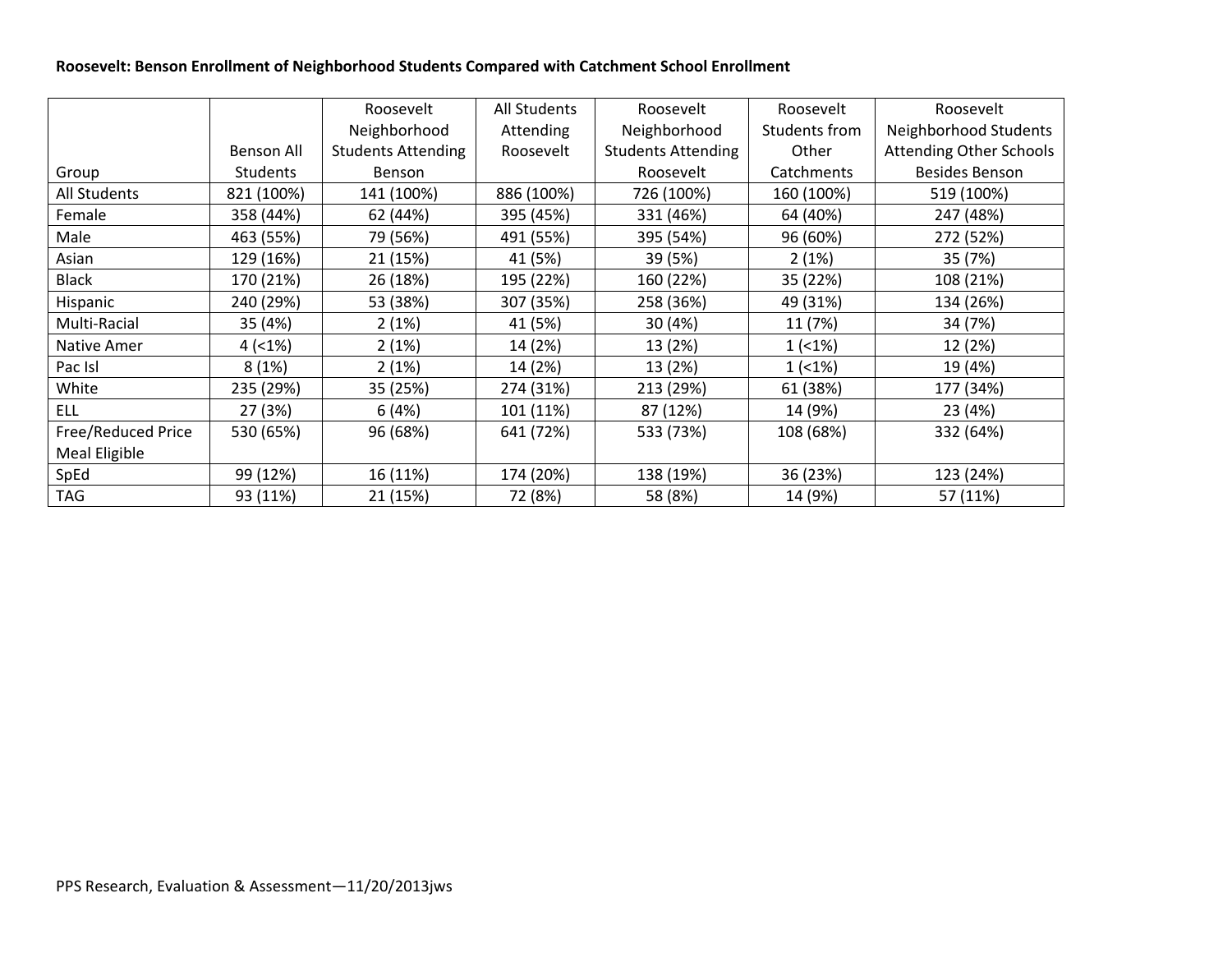**Roosevelt: Benson Enrollment of Neighborhood Students Compared with Catchment School Enrollment**

| Group | Benson All Students | Roosevelt Neighborhood Students Attending Benson | All Students Attending Roosevelt | Roosevelt Neighborhood Students Attending Roosevelt | Roosevelt Students from Other Catchments | Roosevelt Neighborhood Students Attending Other Schools Besides Benson |
|---|---|---|---|---|---|---|
| All Students | 821 (100%) | 141 (100%) | 886 (100%) | 726 (100%) | 160 (100%) | 519 (100%) |
| Female | 358 (44%) | 62 (44%) | 395 (45%) | 331 (46%) | 64 (40%) | 247 (48%) |
| Male | 463 (55%) | 79 (56%) | 491 (55%) | 395 (54%) | 96 (60%) | 272 (52%) |
| Asian | 129 (16%) | 21 (15%) | 41 (5%) | 39 (5%) | 2 (1%) | 35 (7%) |
| Black | 170 (21%) | 26 (18%) | 195 (22%) | 160 (22%) | 35 (22%) | 108 (21%) |
| Hispanic | 240 (29%) | 53 (38%) | 307 (35%) | 258 (36%) | 49 (31%) | 134 (26%) |
| Multi-Racial | 35 (4%) | 2 (1%) | 41 (5%) | 30 (4%) | 11 (7%) | 34 (7%) |
| Native Amer | 4 (<1%) | 2 (1%) | 14 (2%) | 13 (2%) | 1 (<1%) | 12 (2%) |
| Pac Isl | 8 (1%) | 2 (1%) | 14 (2%) | 13 (2%) | 1 (<1%) | 19 (4%) |
| White | 235 (29%) | 35 (25%) | 274 (31%) | 213 (29%) | 61 (38%) | 177 (34%) |
| ELL | 27 (3%) | 6 (4%) | 101 (11%) | 87 (12%) | 14 (9%) | 23 (4%) |
| Free/Reduced Price Meal Eligible | 530 (65%) | 96 (68%) | 641 (72%) | 533 (73%) | 108 (68%) | 332 (64%) |
| SpEd | 99 (12%) | 16 (11%) | 174 (20%) | 138 (19%) | 36 (23%) | 123 (24%) |
| TAG | 93 (11%) | 21 (15%) | 72 (8%) | 58 (8%) | 14 (9%) | 57 (11%) |

PPS Research, Evaluation & Assessment—11/20/2013jws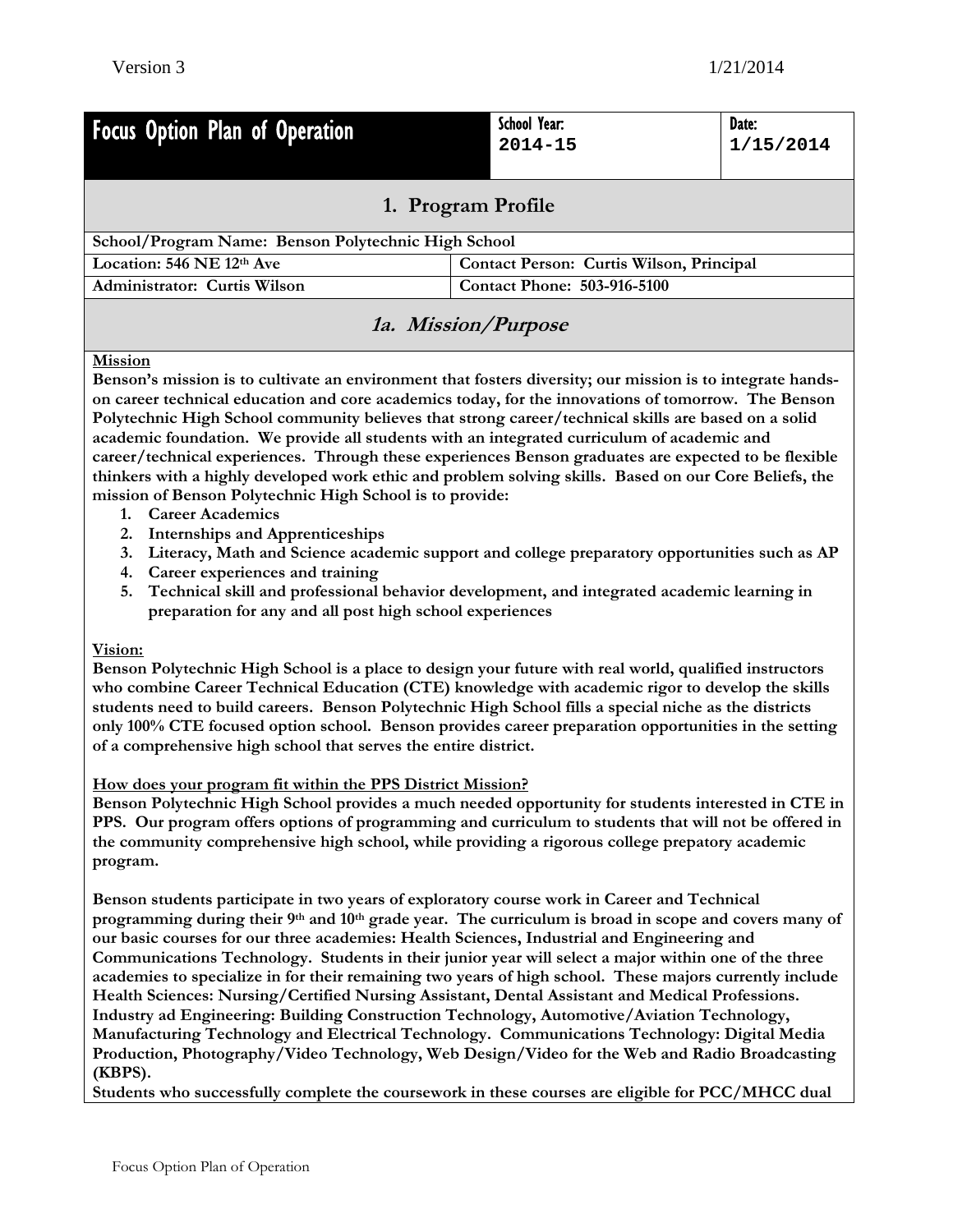| Focus Option Plan of Operation | School Year: 2014-15 | Date: 1/15/2014 |
|---|---|---|

## 1. Program Profile

| | |
|---|---|
| **School/Program Name: Benson Polytechnic High School** | |
| **Location: 546 NE 12th Ave** | **Contact Person: Curtis Wilson, Principal** |
| **Administrator: Curtis Wilson** | **Contact Phone: 503-916-5100** |

## *1a. Mission/Purpose*

**Mission**

**Benson's mission is to cultivate an environment that fosters diversity; our mission is to integrate hands-on career technical education and core academics today, for the innovations of tomorrow. The Benson Polytechnic High School community believes that strong career/technical skills are based on a solid academic foundation. We provide all students with an integrated curriculum of academic and career/technical experiences. Through these experiences Benson graduates are expected to be flexible thinkers with a highly developed work ethic and problem solving skills. Based on our Core Beliefs, the mission of Benson Polytechnic High School is to provide:**

1. **Career Academics**
2. **Internships and Apprenticeships**
3. **Literacy, Math and Science academic support and college preparatory opportunities such as AP**
4. **Career experiences and training**
5. **Technical skill and professional behavior development, and integrated academic learning in preparation for any and all post high school experiences**

**Vision:**

**Benson Polytechnic High School is a place to design your future with real world, qualified instructors who combine Career Technical Education (CTE) knowledge with academic rigor to develop the skills students need to build careers. Benson Polytechnic High School fills a special niche as the districts only 100% CTE focused option school. Benson provides career preparation opportunities in the setting of a comprehensive high school that serves the entire district.**

**How does your program fit within the PPS District Mission?**

**Benson Polytechnic High School provides a much needed opportunity for students interested in CTE in PPS. Our program offers options of programming and curriculum to students that will not be offered in the community comprehensive high school, while providing a rigorous college prepatory academic program.**

**Benson students participate in two years of exploratory course work in Career and Technical programming during their 9th and 10th grade year. The curriculum is broad in scope and covers many of our basic courses for our three academies: Health Sciences, Industrial and Engineering and Communications Technology. Students in their junior year will select a major within one of the three academies to specialize in for their remaining two years of high school. These majors currently include Health Sciences: Nursing/Certified Nursing Assistant, Dental Assistant and Medical Professions. Industry ad Engineering: Building Construction Technology, Automotive/Aviation Technology, Manufacturing Technology and Electrical Technology. Communications Technology: Digital Media Production, Photography/Video Technology, Web Design/Video for the Web and Radio Broadcasting (KBPS).**

**Students who successfully complete the coursework in these courses are eligible for PCC/MHCC dual**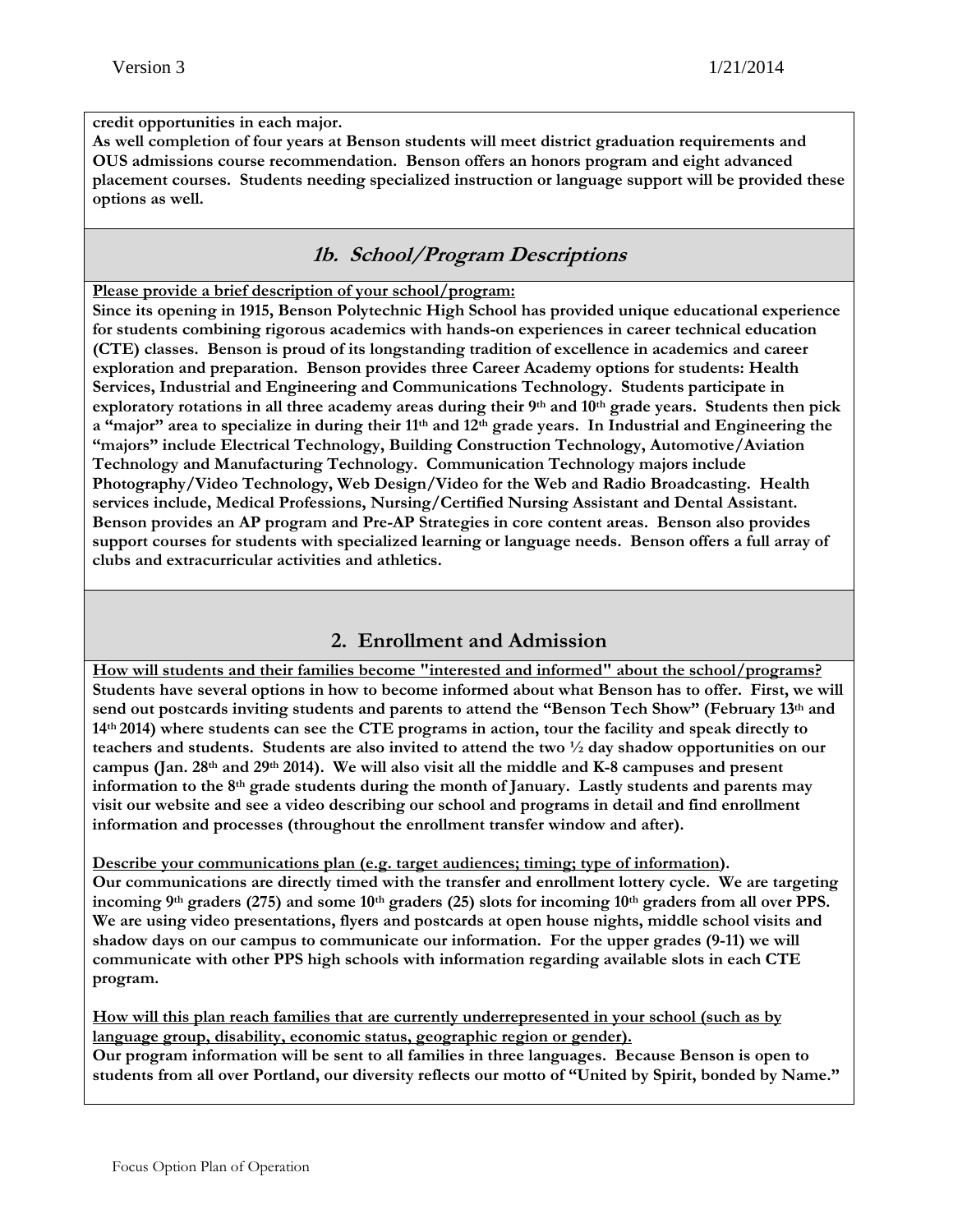**credit opportunities in each major.**
**As well completion of four years at Benson students will meet district graduation requirements and OUS admissions course recommendation. Benson offers an honors program and eight advanced placement courses. Students needing specialized instruction or language support will be provided these options as well.**

## *1b. School/Program Descriptions*

**Please provide a brief description of your school/program:**

**Since its opening in 1915, Benson Polytechnic High School has provided unique educational experience for students combining rigorous academics with hands-on experiences in career technical education (CTE) classes. Benson is proud of its longstanding tradition of excellence in academics and career exploration and preparation. Benson provides three Career Academy options for students: Health Services, Industrial and Engineering and Communications Technology. Students participate in exploratory rotations in all three academy areas during their 9th and 10th grade years. Students then pick a "major" area to specialize in during their 11th and 12th grade years. In Industrial and Engineering the "majors" include Electrical Technology, Building Construction Technology, Automotive/Aviation Technology and Manufacturing Technology. Communication Technology majors include Photography/Video Technology, Web Design/Video for the Web and Radio Broadcasting. Health services include, Medical Professions, Nursing/Certified Nursing Assistant and Dental Assistant. Benson provides an AP program and Pre-AP Strategies in core content areas. Benson also provides support courses for students with specialized learning or language needs. Benson offers a full array of clubs and extracurricular activities and athletics.**

## 2. Enrollment and Admission

**How will students and their families become "interested and informed" about the school/programs?**

**Students have several options in how to become informed about what Benson has to offer. First, we will send out postcards inviting students and parents to attend the "Benson Tech Show" (February 13th and 14th 2014) where students can see the CTE programs in action, tour the facility and speak directly to teachers and students. Students are also invited to attend the two ½ day shadow opportunities on our campus (Jan. 28th and 29th 2014). We will also visit all the middle and K-8 campuses and present information to the 8th grade students during the month of January. Lastly students and parents may visit our website and see a video describing our school and programs in detail and find enrollment information and processes (throughout the enrollment transfer window and after).**

**Describe your communications plan (e.g. target audiences; timing; type of information).**

**Our communications are directly timed with the transfer and enrollment lottery cycle. We are targeting incoming 9th graders (275) and some 10th graders (25) slots for incoming 10th graders from all over PPS. We are using video presentations, flyers and postcards at open house nights, middle school visits and shadow days on our campus to communicate our information. For the upper grades (9-11) we will communicate with other PPS high schools with information regarding available slots in each CTE program.**

**How will this plan reach families that are currently underrepresented in your school (such as by language group, disability, economic status, geographic region or gender).**

**Our program information will be sent to all families in three languages. Because Benson is open to students from all over Portland, our diversity reflects our motto of "United by Spirit, bonded by Name."**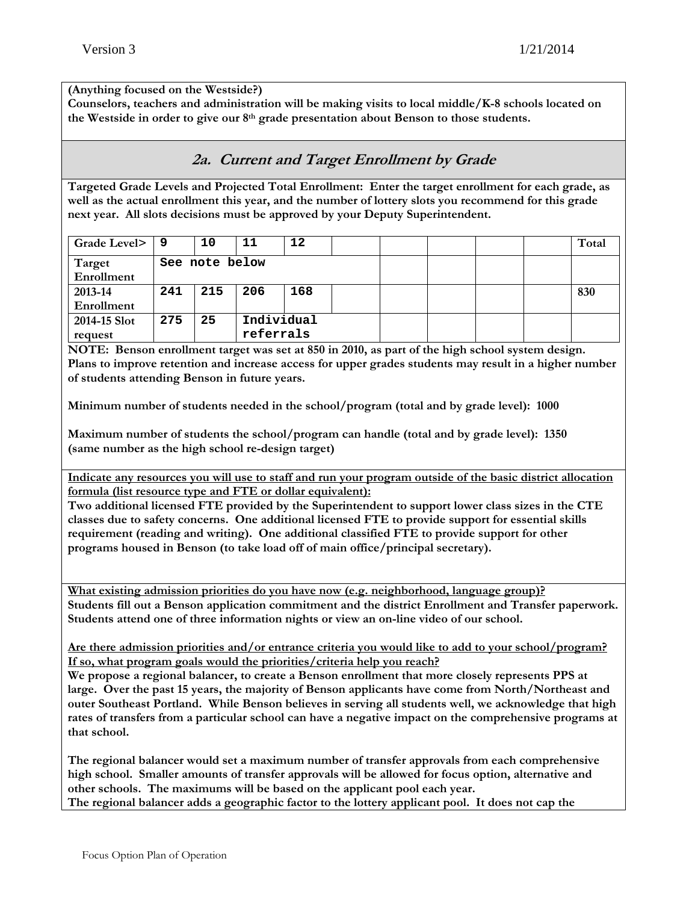**(Anything focused on the Westside?)**
**Counselors, teachers and administration will be making visits to local middle/K-8 schools located on the Westside in order to give our 8th grade presentation about Benson to those students.**

## *2a. Current and Target Enrollment by Grade*

**Targeted Grade Levels and Projected Total Enrollment: Enter the target enrollment for each grade, as well as the actual enrollment this year, and the number of lottery slots you recommend for this grade next year. All slots decisions must be approved by your Deputy Superintendent.**

| Grade Level> | 9 | 10 | 11 | 12 | | | | | | Total |
|---|---|---|---|---|---|---|---|---|---|---|
| Target Enrollment | See note below | | | | | | | | | |
| 2013-14 Enrollment | 241 | 215 | 206 | 168 | | | | | | 830 |
| 2014-15 Slot request | 275 | 25 | Individual referrals | | | | | | | |

**NOTE: Benson enrollment target was set at 850 in 2010, as part of the high school system design. Plans to improve retention and increase access for upper grades students may result in a higher number of students attending Benson in future years.**

**Minimum number of students needed in the school/program (total and by grade level): 1000**

**Maximum number of students the school/program can handle (total and by grade level): 1350 (same number as the high school re-design target)**

**<u>Indicate any resources you will use to staff and run your program outside of the basic district allocation formula (list resource type and FTE or dollar equivalent):</u>**
**Two additional licensed FTE provided by the Superintendent to support lower class sizes in the CTE classes due to safety concerns. One additional licensed FTE to provide support for essential skills requirement (reading and writing). One additional classified FTE to provide support for other programs housed in Benson (to take load off of main office/principal secretary).**

**<u>What existing admission priorities do you have now (e.g. neighborhood, language group)?</u>**
**Students fill out a Benson application commitment and the district Enrollment and Transfer paperwork. Students attend one of three information nights or view an on-line video of our school.**

**<u>Are there admission priorities and/or entrance criteria you would like to add to your school/program? If so, what program goals would the priorities/criteria help you reach?</u>**
**We propose a regional balancer, to create a Benson enrollment that more closely represents PPS at large. Over the past 15 years, the majority of Benson applicants have come from North/Northeast and outer Southeast Portland. While Benson believes in serving all students well, we acknowledge that high rates of transfers from a particular school can have a negative impact on the comprehensive programs at that school.**

**The regional balancer would set a maximum number of transfer approvals from each comprehensive high school. Smaller amounts of transfer approvals will be allowed for focus option, alternative and other schools. The maximums will be based on the applicant pool each year.**
**The regional balancer adds a geographic factor to the lottery applicant pool. It does not cap the**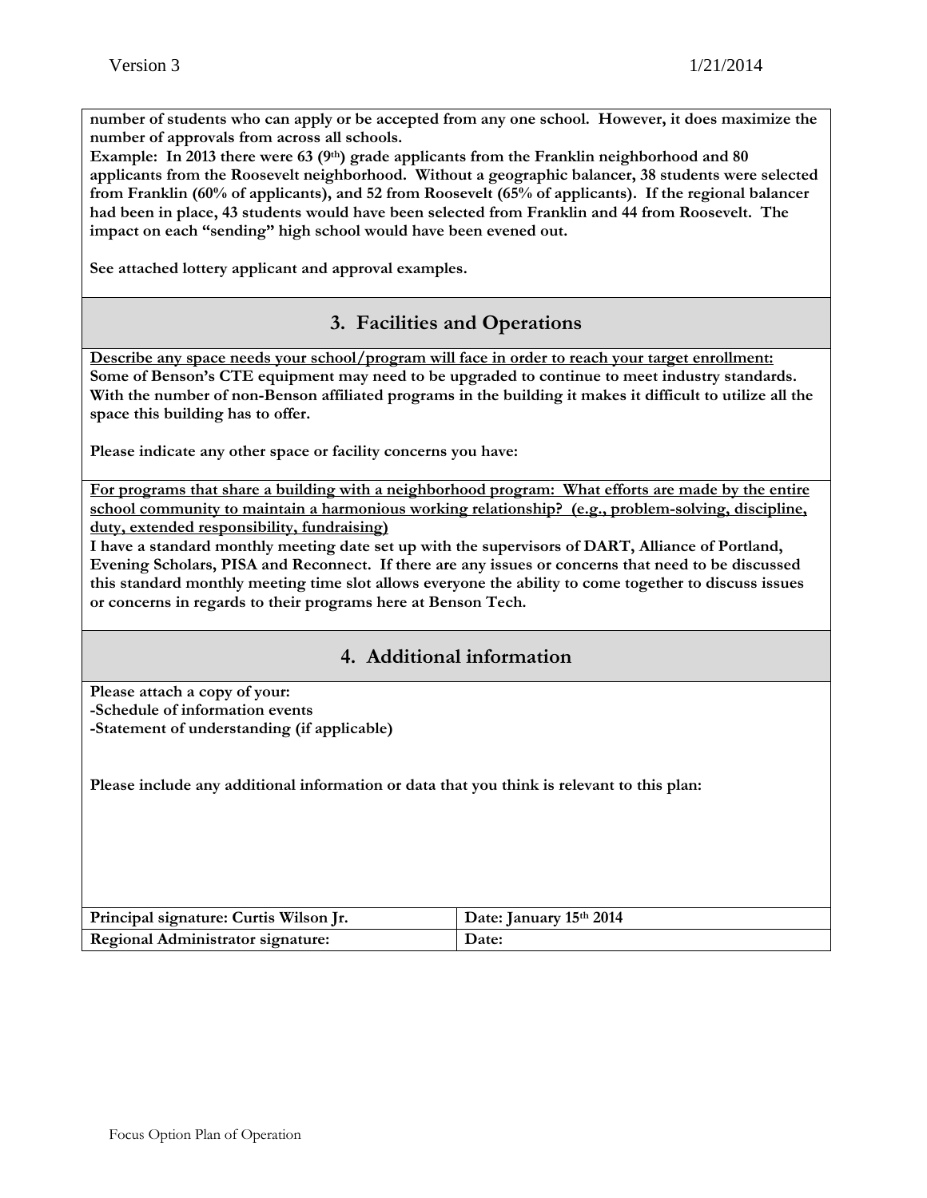**number of students who can apply or be accepted from any one school. However, it does maximize the number of approvals from across all schools.**

**Example: In 2013 there were 63 (9th) grade applicants from the Franklin neighborhood and 80 applicants from the Roosevelt neighborhood. Without a geographic balancer, 38 students were selected from Franklin (60% of applicants), and 52 from Roosevelt (65% of applicants). If the regional balancer had been in place, 43 students would have been selected from Franklin and 44 from Roosevelt. The impact on each "sending" high school would have been evened out.**

**See attached lottery applicant and approval examples.**

## 3. Facilities and Operations

**<u>Describe any space needs your school/program will face in order to reach your target enrollment:</u>**

**Some of Benson's CTE equipment may need to be upgraded to continue to meet industry standards. With the number of non-Benson affiliated programs in the building it makes it difficult to utilize all the space this building has to offer.**

**Please indicate any other space or facility concerns you have:**

**<u>For programs that share a building with a neighborhood program: What efforts are made by the entire school community to maintain a harmonious working relationship? (e.g., problem-solving, discipline, duty, extended responsibility, fundraising)</u>**

**I have a standard monthly meeting date set up with the supervisors of DART, Alliance of Portland, Evening Scholars, PISA and Reconnect. If there are any issues or concerns that need to be discussed this standard monthly meeting time slot allows everyone the ability to come together to discuss issues or concerns in regards to their programs here at Benson Tech.**

## 4. Additional information

**Please attach a copy of your:**
**-Schedule of information events**
**-Statement of understanding (if applicable)**

**Please include any additional information or data that you think is relevant to this plan:**

| Principal signature: Curtis Wilson Jr. | Date: January 15th 2014 |
|---|---|
| Regional Administrator signature: | Date: |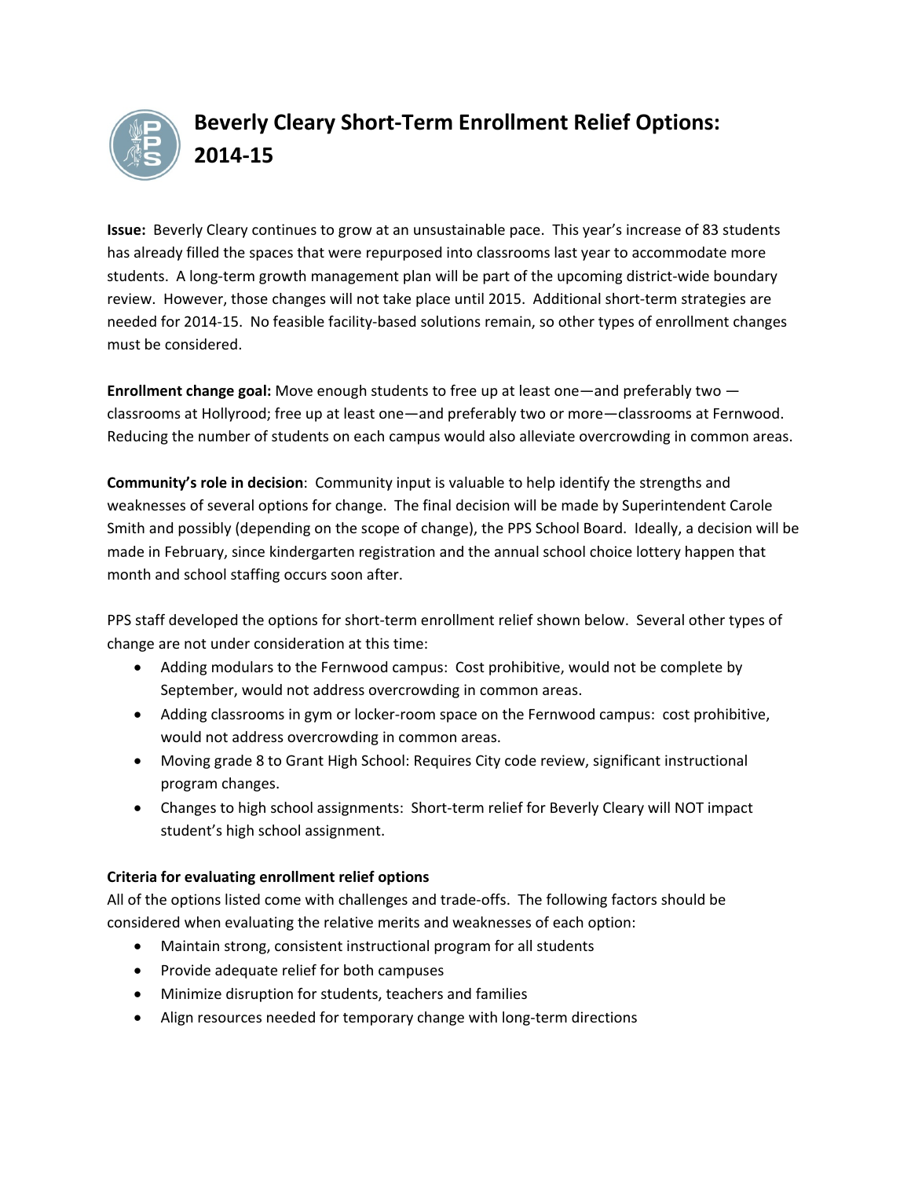# Beverly Cleary Short-Term Enrollment Relief Options: 2014-15

**Issue:** Beverly Cleary continues to grow at an unsustainable pace. This year's increase of 83 students has already filled the spaces that were repurposed into classrooms last year to accommodate more students. A long-term growth management plan will be part of the upcoming district-wide boundary review. However, those changes will not take place until 2015. Additional short-term strategies are needed for 2014-15. No feasible facility-based solutions remain, so other types of enrollment changes must be considered.

**Enrollment change goal:** Move enough students to free up at least one—and preferably two — classrooms at Hollyrood; free up at least one—and preferably two or more—classrooms at Fernwood. Reducing the number of students on each campus would also alleviate overcrowding in common areas.

**Community's role in decision**: Community input is valuable to help identify the strengths and weaknesses of several options for change. The final decision will be made by Superintendent Carole Smith and possibly (depending on the scope of change), the PPS School Board. Ideally, a decision will be made in February, since kindergarten registration and the annual school choice lottery happen that month and school staffing occurs soon after.

PPS staff developed the options for short-term enrollment relief shown below. Several other types of change are not under consideration at this time:

- Adding modulars to the Fernwood campus: Cost prohibitive, would not be complete by September, would not address overcrowding in common areas.
- Adding classrooms in gym or locker-room space on the Fernwood campus: cost prohibitive, would not address overcrowding in common areas.
- Moving grade 8 to Grant High School: Requires City code review, significant instructional program changes.
- Changes to high school assignments: Short-term relief for Beverly Cleary will NOT impact student's high school assignment.

**Criteria for evaluating enrollment relief options**

All of the options listed come with challenges and trade-offs. The following factors should be considered when evaluating the relative merits and weaknesses of each option:

- Maintain strong, consistent instructional program for all students
- Provide adequate relief for both campuses
- Minimize disruption for students, teachers and families
- Align resources needed for temporary change with long-term directions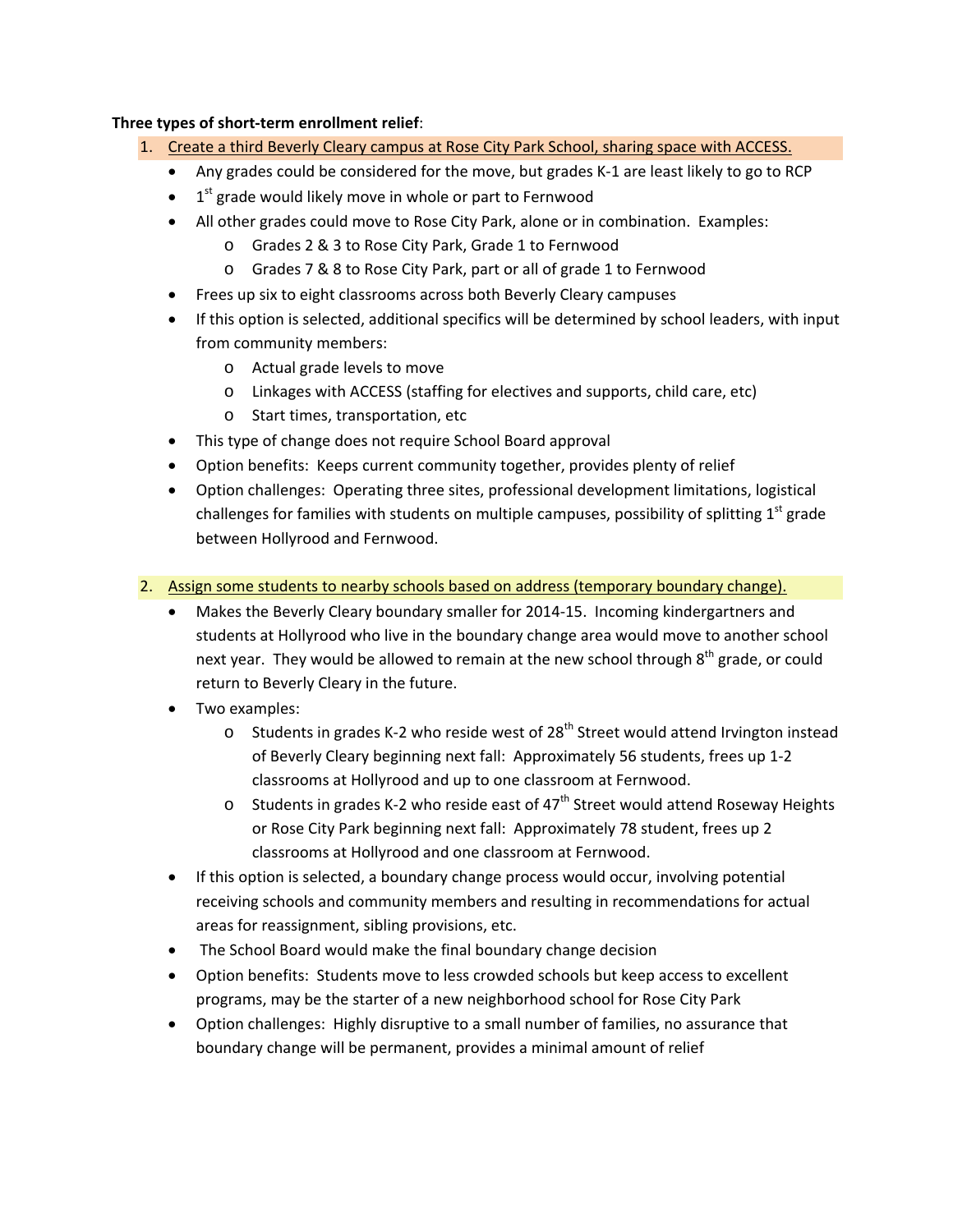**Three types of short-term enrollment relief**:

1. Create a third Beverly Cleary campus at Rose City Park School, sharing space with ACCESS.
    - Any grades could be considered for the move, but grades K-1 are least likely to go to RCP
    - 1st grade would likely move in whole or part to Fernwood
    - All other grades could move to Rose City Park, alone or in combination. Examples:
        - Grades 2 & 3 to Rose City Park, Grade 1 to Fernwood
        - Grades 7 & 8 to Rose City Park, part or all of grade 1 to Fernwood
    - Frees up six to eight classrooms across both Beverly Cleary campuses
    - If this option is selected, additional specifics will be determined by school leaders, with input from community members:
        - Actual grade levels to move
        - Linkages with ACCESS (staffing for electives and supports, child care, etc)
        - Start times, transportation, etc
    - This type of change does not require School Board approval
    - Option benefits: Keeps current community together, provides plenty of relief
    - Option challenges: Operating three sites, professional development limitations, logistical challenges for families with students on multiple campuses, possibility of splitting 1st grade between Hollyrood and Fernwood.

2. Assign some students to nearby schools based on address (temporary boundary change).
    - Makes the Beverly Cleary boundary smaller for 2014-15. Incoming kindergartners and students at Hollyrood who live in the boundary change area would move to another school next year. They would be allowed to remain at the new school through 8th grade, or could return to Beverly Cleary in the future.
    - Two examples:
        - Students in grades K-2 who reside west of 28th Street would attend Irvington instead of Beverly Cleary beginning next fall: Approximately 56 students, frees up 1-2 classrooms at Hollyrood and up to one classroom at Fernwood.
        - Students in grades K-2 who reside east of 47th Street would attend Roseway Heights or Rose City Park beginning next fall: Approximately 78 student, frees up 2 classrooms at Hollyrood and one classroom at Fernwood.
    - If this option is selected, a boundary change process would occur, involving potential receiving schools and community members and resulting in recommendations for actual areas for reassignment, sibling provisions, etc.
    - The School Board would make the final boundary change decision
    - Option benefits: Students move to less crowded schools but keep access to excellent programs, may be the starter of a new neighborhood school for Rose City Park
    - Option challenges: Highly disruptive to a small number of families, no assurance that boundary change will be permanent, provides a minimal amount of relief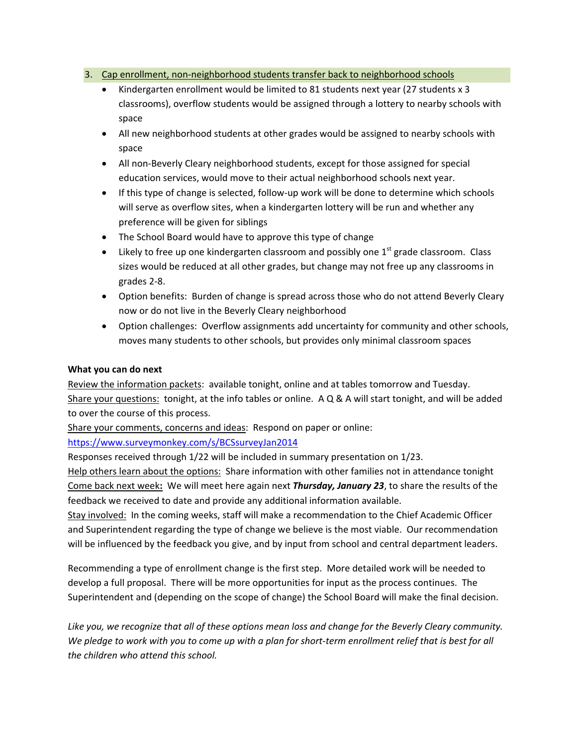3. <u>Cap enrollment, non-neighborhood students transfer back to neighborhood schools</u>
    - Kindergarten enrollment would be limited to 81 students next year (27 students x 3 classrooms), overflow students would be assigned through a lottery to nearby schools with space
    - All new neighborhood students at other grades would be assigned to nearby schools with space
    - All non-Beverly Cleary neighborhood students, except for those assigned for special education services, would move to their actual neighborhood schools next year.
    - If this type of change is selected, follow-up work will be done to determine which schools will serve as overflow sites, when a kindergarten lottery will be run and whether any preference will be given for siblings
    - The School Board would have to approve this type of change
    - Likely to free up one kindergarten classroom and possibly one 1st grade classroom. Class sizes would be reduced at all other grades, but change may not free up any classrooms in grades 2-8.
    - Option benefits: Burden of change is spread across those who do not attend Beverly Cleary now or do not live in the Beverly Cleary neighborhood
    - Option challenges: Overflow assignments add uncertainty for community and other schools, moves many students to other schools, but provides only minimal classroom spaces

**What you can do next**

<u>Review the information packets</u>: available tonight, online and at tables tomorrow and Tuesday.
<u>Share your questions:</u> tonight, at the info tables or online. A Q & A will start tonight, and will be added to over the course of this process.
<u>Share your comments, concerns and ideas</u>: Respond on paper or online:
https://www.surveymonkey.com/s/BCSsurveyJan2014
Responses received through 1/22 will be included in summary presentation on 1/23.
<u>Help others learn about the options:</u> Share information with other families not in attendance tonight
<u>Come back next week</u>**:** We will meet here again next ***Thursday, January 23***, to share the results of the feedback we received to date and provide any additional information available.
<u>Stay involved:</u> In the coming weeks, staff will make a recommendation to the Chief Academic Officer and Superintendent regarding the type of change we believe is the most viable. Our recommendation will be influenced by the feedback you give, and by input from school and central department leaders.

Recommending a type of enrollment change is the first step. More detailed work will be needed to develop a full proposal. There will be more opportunities for input as the process continues. The Superintendent and (depending on the scope of change) the School Board will make the final decision.

*Like you, we recognize that all of these options mean loss and change for the Beverly Cleary community. We pledge to work with you to come up with a plan for short-term enrollment relief that is best for all the children who attend this school.*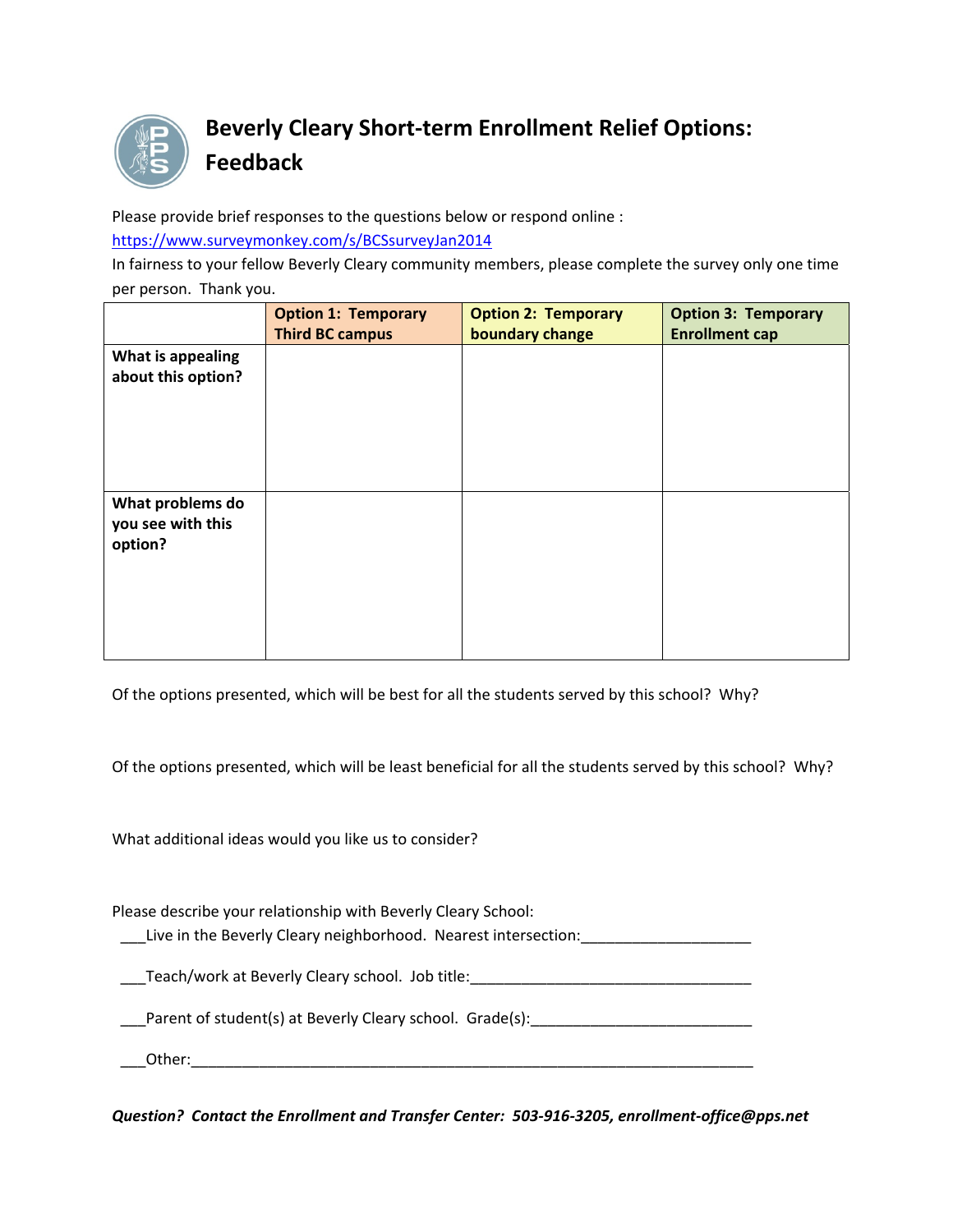# Beverly Cleary Short-term Enrollment Relief Options: Feedback

Please provide brief responses to the questions below or respond online :
https://www.surveymonkey.com/s/BCSsurveyJan2014
In fairness to your fellow Beverly Cleary community members, please complete the survey only one time per person. Thank you.

| | **Option 1: Temporary Third BC campus** | **Option 2: Temporary boundary change** | **Option 3: Temporary Enrollment cap** |
|---|---|---|---|
| **What is appealing about this option?** | | | |
| **What problems do you see with this option?** | | | |

Of the options presented, which will be best for all the students served by this school? Why?

Of the options presented, which will be least beneficial for all the students served by this school? Why?

What additional ideas would you like us to consider?

Please describe your relationship with Beverly Cleary School:

___Live in the Beverly Cleary neighborhood. Nearest intersection:____________________

___Teach/work at Beverly Cleary school. Job title:_________________________________

___Parent of student(s) at Beverly Cleary school. Grade(s):__________________________

___Other:________________________________________________________________

***Question? Contact the Enrollment and Transfer Center: 503-916-3205, enrollment-office@pps.net***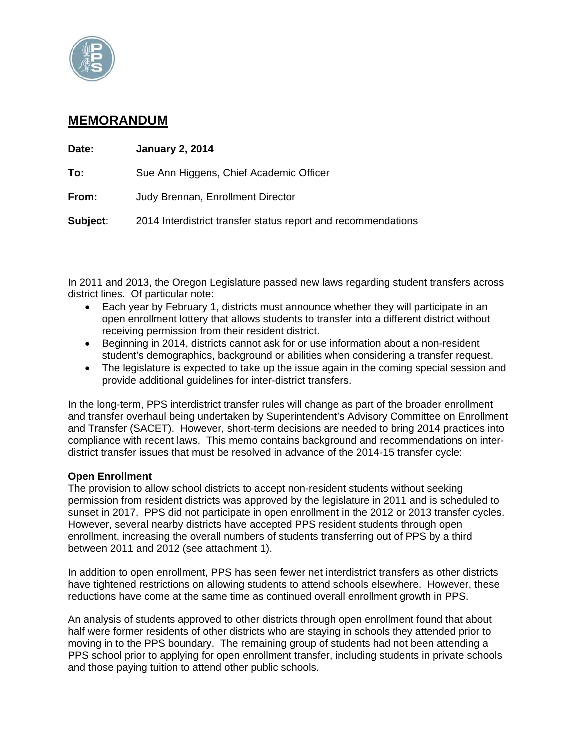# MEMORANDUM

**Date:** **January 2, 2014**

**To:** Sue Ann Higgens, Chief Academic Officer

**From:** Judy Brennan, Enrollment Director

**Subject:** 2014 Interdistrict transfer status report and recommendations

---

In 2011 and 2013, the Oregon Legislature passed new laws regarding student transfers across district lines. Of particular note:

- Each year by February 1, districts must announce whether they will participate in an open enrollment lottery that allows students to transfer into a different district without receiving permission from their resident district.
- Beginning in 2014, districts cannot ask for or use information about a non-resident student's demographics, background or abilities when considering a transfer request.
- The legislature is expected to take up the issue again in the coming special session and provide additional guidelines for inter-district transfers.

In the long-term, PPS interdistrict transfer rules will change as part of the broader enrollment and transfer overhaul being undertaken by Superintendent's Advisory Committee on Enrollment and Transfer (SACET). However, short-term decisions are needed to bring 2014 practices into compliance with recent laws. This memo contains background and recommendations on inter-district transfer issues that must be resolved in advance of the 2014-15 transfer cycle:

**Open Enrollment**
The provision to allow school districts to accept non-resident students without seeking permission from resident districts was approved by the legislature in 2011 and is scheduled to sunset in 2017. PPS did not participate in open enrollment in the 2012 or 2013 transfer cycles. However, several nearby districts have accepted PPS resident students through open enrollment, increasing the overall numbers of students transferring out of PPS by a third between 2011 and 2012 (see attachment 1).

In addition to open enrollment, PPS has seen fewer net interdistrict transfers as other districts have tightened restrictions on allowing students to attend schools elsewhere. However, these reductions have come at the same time as continued overall enrollment growth in PPS.

An analysis of students approved to other districts through open enrollment found that about half were former residents of other districts who are staying in schools they attended prior to moving in to the PPS boundary. The remaining group of students had not been attending a PPS school prior to applying for open enrollment transfer, including students in private schools and those paying tuition to attend other public schools.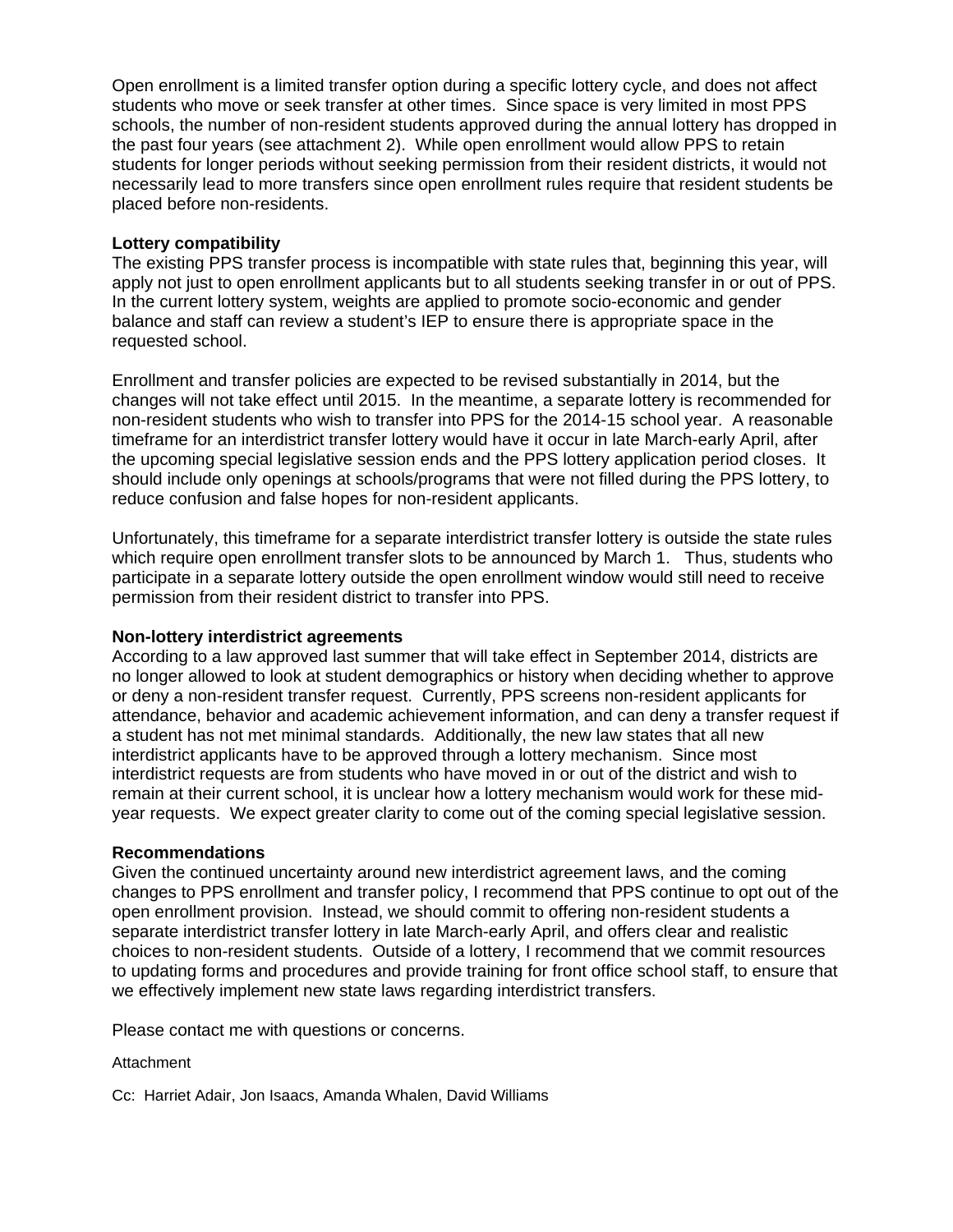Open enrollment is a limited transfer option during a specific lottery cycle, and does not affect students who move or seek transfer at other times. Since space is very limited in most PPS schools, the number of non-resident students approved during the annual lottery has dropped in the past four years (see attachment 2). While open enrollment would allow PPS to retain students for longer periods without seeking permission from their resident districts, it would not necessarily lead to more transfers since open enrollment rules require that resident students be placed before non-residents.

**Lottery compatibility**

The existing PPS transfer process is incompatible with state rules that, beginning this year, will apply not just to open enrollment applicants but to all students seeking transfer in or out of PPS. In the current lottery system, weights are applied to promote socio-economic and gender balance and staff can review a student's IEP to ensure there is appropriate space in the requested school.

Enrollment and transfer policies are expected to be revised substantially in 2014, but the changes will not take effect until 2015. In the meantime, a separate lottery is recommended for non-resident students who wish to transfer into PPS for the 2014-15 school year. A reasonable timeframe for an interdistrict transfer lottery would have it occur in late March-early April, after the upcoming special legislative session ends and the PPS lottery application period closes. It should include only openings at schools/programs that were not filled during the PPS lottery, to reduce confusion and false hopes for non-resident applicants.

Unfortunately, this timeframe for a separate interdistrict transfer lottery is outside the state rules which require open enrollment transfer slots to be announced by March 1. Thus, students who participate in a separate lottery outside the open enrollment window would still need to receive permission from their resident district to transfer into PPS.

**Non-lottery interdistrict agreements**

According to a law approved last summer that will take effect in September 2014, districts are no longer allowed to look at student demographics or history when deciding whether to approve or deny a non-resident transfer request. Currently, PPS screens non-resident applicants for attendance, behavior and academic achievement information, and can deny a transfer request if a student has not met minimal standards. Additionally, the new law states that all new interdistrict applicants have to be approved through a lottery mechanism. Since most interdistrict requests are from students who have moved in or out of the district and wish to remain at their current school, it is unclear how a lottery mechanism would work for these mid-year requests. We expect greater clarity to come out of the coming special legislative session.

**Recommendations**

Given the continued uncertainty around new interdistrict agreement laws, and the coming changes to PPS enrollment and transfer policy, I recommend that PPS continue to opt out of the open enrollment provision. Instead, we should commit to offering non-resident students a separate interdistrict transfer lottery in late March-early April, and offers clear and realistic choices to non-resident students. Outside of a lottery, I recommend that we commit resources to updating forms and procedures and provide training for front office school staff, to ensure that we effectively implement new state laws regarding interdistrict transfers.

Please contact me with questions or concerns.

Attachment

Cc: Harriet Adair, Jon Isaacs, Amanda Whalen, David Williams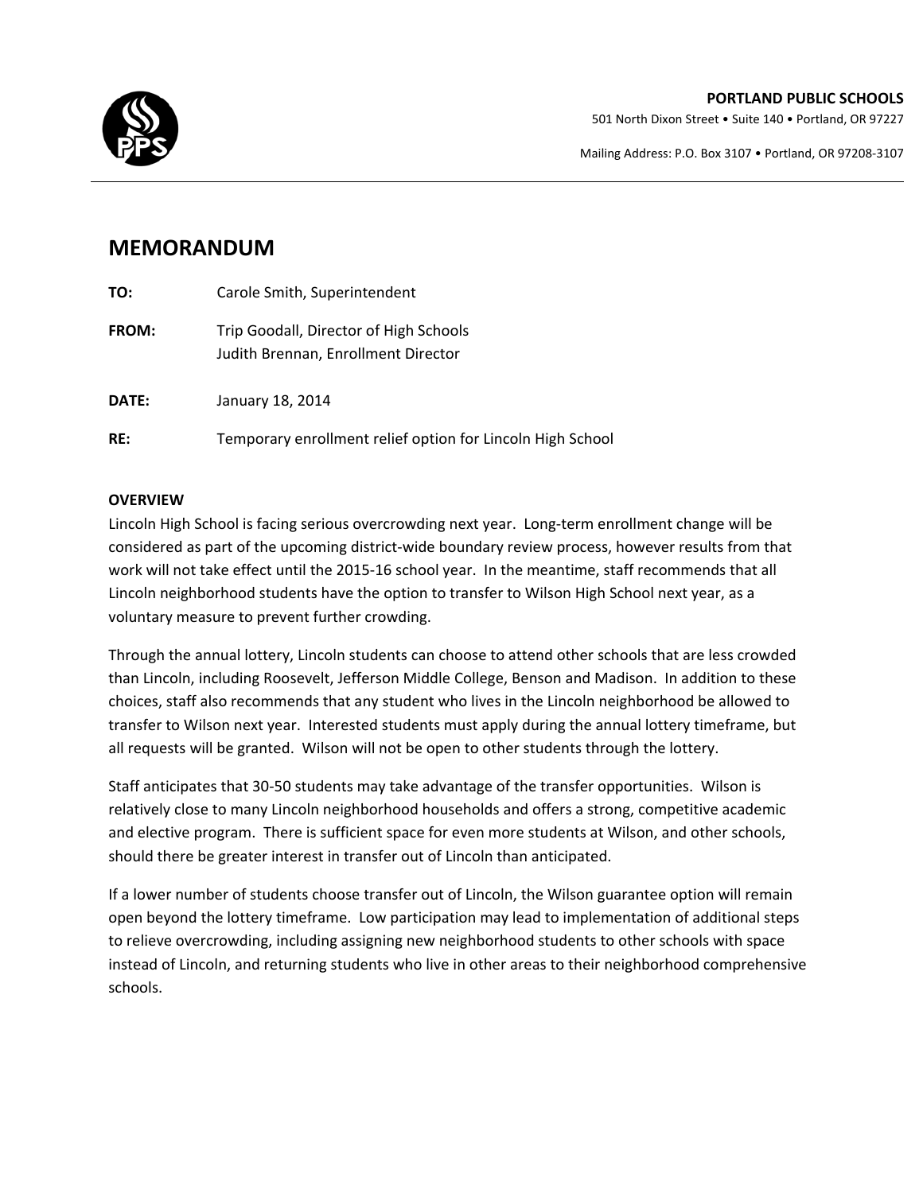**PORTLAND PUBLIC SCHOOLS**

501 North Dixon Street • Suite 140 • Portland, OR 97227

Mailing Address: P.O. Box 3107 • Portland, OR 97208-3107

# MEMORANDUM

**TO:** Carole Smith, Superintendent

**FROM:** Trip Goodall, Director of High Schools
Judith Brennan, Enrollment Director

**DATE:** January 18, 2014

**RE:** Temporary enrollment relief option for Lincoln High School

**OVERVIEW**

Lincoln High School is facing serious overcrowding next year. Long-term enrollment change will be considered as part of the upcoming district-wide boundary review process, however results from that work will not take effect until the 2015-16 school year. In the meantime, staff recommends that all Lincoln neighborhood students have the option to transfer to Wilson High School next year, as a voluntary measure to prevent further crowding.

Through the annual lottery, Lincoln students can choose to attend other schools that are less crowded than Lincoln, including Roosevelt, Jefferson Middle College, Benson and Madison. In addition to these choices, staff also recommends that any student who lives in the Lincoln neighborhood be allowed to transfer to Wilson next year. Interested students must apply during the annual lottery timeframe, but all requests will be granted. Wilson will not be open to other students through the lottery.

Staff anticipates that 30-50 students may take advantage of the transfer opportunities. Wilson is relatively close to many Lincoln neighborhood households and offers a strong, competitive academic and elective program. There is sufficient space for even more students at Wilson, and other schools, should there be greater interest in transfer out of Lincoln than anticipated.

If a lower number of students choose transfer out of Lincoln, the Wilson guarantee option will remain open beyond the lottery timeframe. Low participation may lead to implementation of additional steps to relieve overcrowding, including assigning new neighborhood students to other schools with space instead of Lincoln, and returning students who live in other areas to their neighborhood comprehensive schools.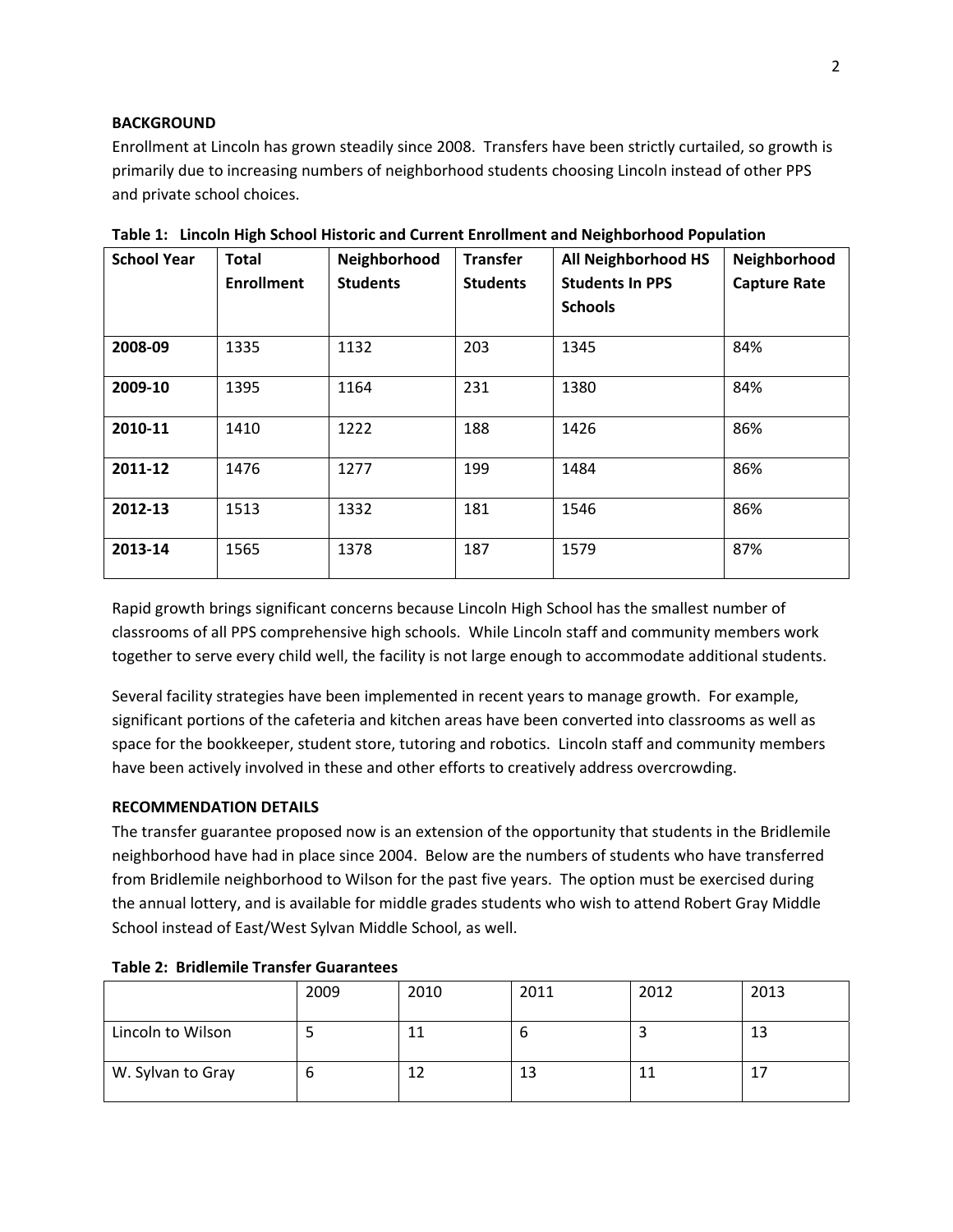**BACKGROUND**

Enrollment at Lincoln has grown steadily since 2008. Transfers have been strictly curtailed, so growth is primarily due to increasing numbers of neighborhood students choosing Lincoln instead of other PPS and private school choices.

**Table 1: Lincoln High School Historic and Current Enrollment and Neighborhood Population**

| School Year | Total Enrollment | Neighborhood Students | Transfer Students | All Neighborhood HS Students In PPS Schools | Neighborhood Capture Rate |
|---|---|---|---|---|---|
| **2008-09** | 1335 | 1132 | 203 | 1345 | 84% |
| **2009-10** | 1395 | 1164 | 231 | 1380 | 84% |
| **2010-11** | 1410 | 1222 | 188 | 1426 | 86% |
| **2011-12** | 1476 | 1277 | 199 | 1484 | 86% |
| **2012-13** | 1513 | 1332 | 181 | 1546 | 86% |
| **2013-14** | 1565 | 1378 | 187 | 1579 | 87% |

Rapid growth brings significant concerns because Lincoln High School has the smallest number of classrooms of all PPS comprehensive high schools. While Lincoln staff and community members work together to serve every child well, the facility is not large enough to accommodate additional students.

Several facility strategies have been implemented in recent years to manage growth. For example, significant portions of the cafeteria and kitchen areas have been converted into classrooms as well as space for the bookkeeper, student store, tutoring and robotics. Lincoln staff and community members have been actively involved in these and other efforts to creatively address overcrowding.

**RECOMMENDATION DETAILS**

The transfer guarantee proposed now is an extension of the opportunity that students in the Bridlemile neighborhood have had in place since 2004. Below are the numbers of students who have transferred from Bridlemile neighborhood to Wilson for the past five years. The option must be exercised during the annual lottery, and is available for middle grades students who wish to attend Robert Gray Middle School instead of East/West Sylvan Middle School, as well.

**Table 2: Bridlemile Transfer Guarantees**

| | 2009 | 2010 | 2011 | 2012 | 2013 |
|---|---|---|---|---|---|
| Lincoln to Wilson | 5 | 11 | 6 | 3 | 13 |
| W. Sylvan to Gray | 6 | 12 | 13 | 11 | 17 |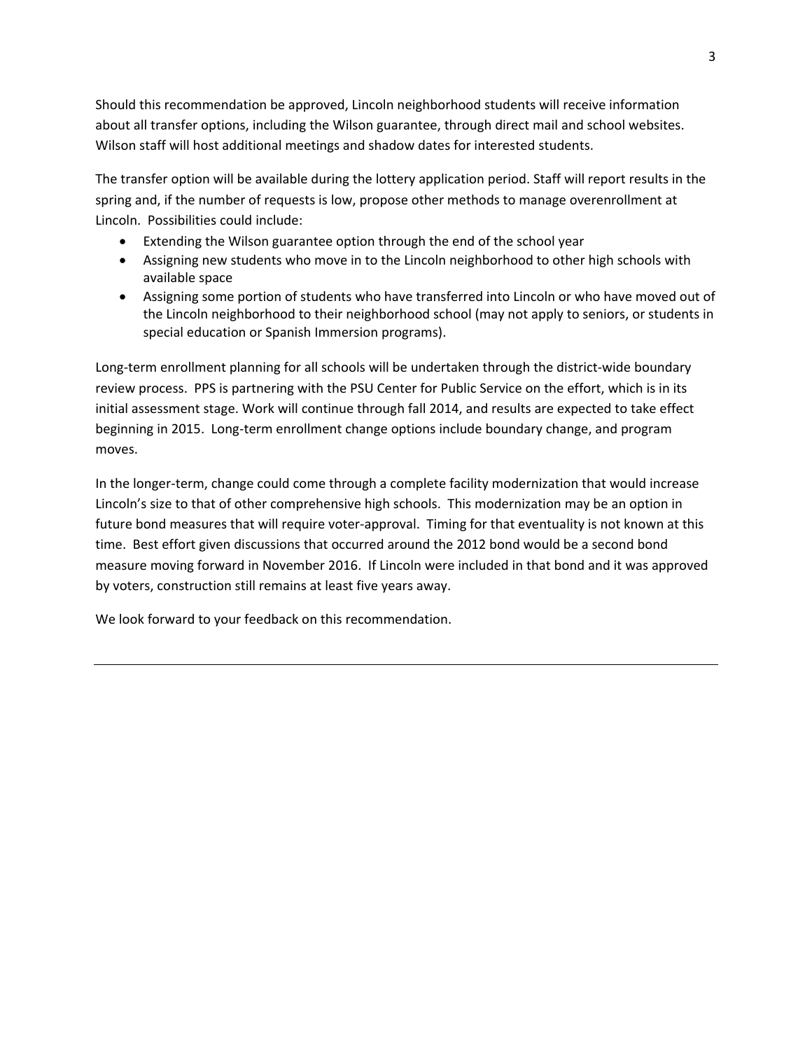Should this recommendation be approved, Lincoln neighborhood students will receive information about all transfer options, including the Wilson guarantee, through direct mail and school websites. Wilson staff will host additional meetings and shadow dates for interested students.

The transfer option will be available during the lottery application period. Staff will report results in the spring and, if the number of requests is low, propose other methods to manage overenrollment at Lincoln. Possibilities could include:

- Extending the Wilson guarantee option through the end of the school year
- Assigning new students who move in to the Lincoln neighborhood to other high schools with available space
- Assigning some portion of students who have transferred into Lincoln or who have moved out of the Lincoln neighborhood to their neighborhood school (may not apply to seniors, or students in special education or Spanish Immersion programs).

Long-term enrollment planning for all schools will be undertaken through the district-wide boundary review process. PPS is partnering with the PSU Center for Public Service on the effort, which is in its initial assessment stage. Work will continue through fall 2014, and results are expected to take effect beginning in 2015. Long-term enrollment change options include boundary change, and program moves.

In the longer-term, change could come through a complete facility modernization that would increase Lincoln's size to that of other comprehensive high schools. This modernization may be an option in future bond measures that will require voter-approval. Timing for that eventuality is not known at this time. Best effort given discussions that occurred around the 2012 bond would be a second bond measure moving forward in November 2016. If Lincoln were included in that bond and it was approved by voters, construction still remains at least five years away.

We look forward to your feedback on this recommendation.

---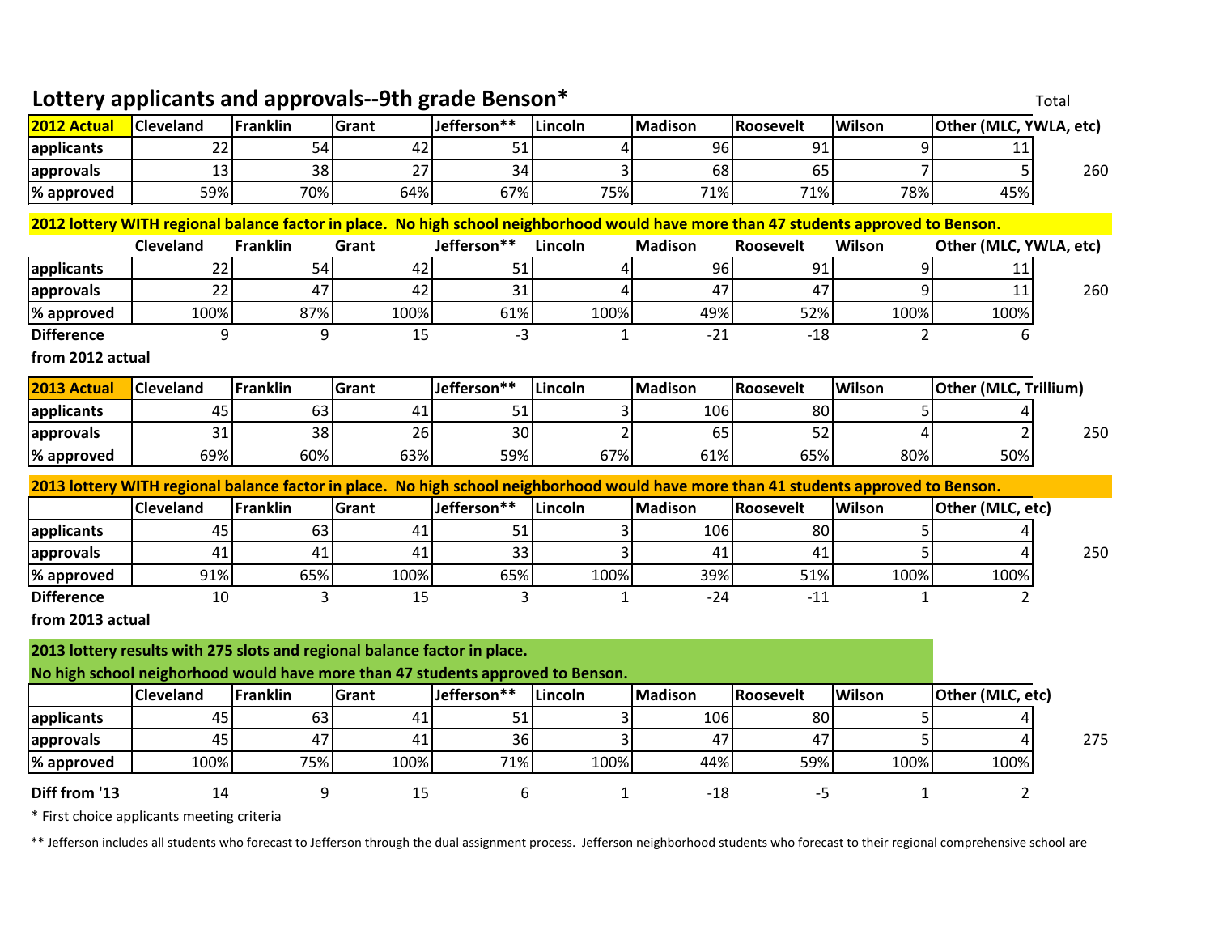## Lottery applicants and approvals--9th grade Benson*

| 2012 Actual | Cleveland | Franklin | Grant | Jefferson** | Lincoln | Madison | Roosevelt | Wilson | Other (MLC, YWLA, etc) | Total |
|---|---|---|---|---|---|---|---|---|---|---|
| applicants | 22 | 54 | 42 | 51 | 4 | 96 | 91 | 9 | 11 | |
| approvals | 13 | 38 | 27 | 34 | 3 | 68 | 65 | 7 | 5 | 260 |
| % approved | 59% | 70% | 64% | 67% | 75% | 71% | 71% | 78% | 45% | |

**2012 lottery WITH regional balance factor in place. No high school neighborhood would have more than 47 students approved to Benson.**

| | Cleveland | Franklin | Grant | Jefferson** | Lincoln | Madison | Roosevelt | Wilson | Other (MLC, YWLA, etc) | |
|---|---|---|---|---|---|---|---|---|---|---|
| applicants | 22 | 54 | 42 | 51 | 4 | 96 | 91 | 9 | 11 | |
| approvals | 22 | 47 | 42 | 31 | 4 | 47 | 47 | 9 | 11 | 260 |
| % approved | 100% | 87% | 100% | 61% | 100% | 49% | 52% | 100% | 100% | |
| Difference from 2012 actual | 9 | 9 | 15 | -3 | 1 | -21 | -18 | 2 | 6 | |

| 2013 Actual | Cleveland | Franklin | Grant | Jefferson** | Lincoln | Madison | Roosevelt | Wilson | Other (MLC, Trillium) | |
|---|---|---|---|---|---|---|---|---|---|---|
| applicants | 45 | 63 | 41 | 51 | 3 | 106 | 80 | 5 | 4 | |
| approvals | 31 | 38 | 26 | 30 | 2 | 65 | 52 | 4 | 2 | 250 |
| % approved | 69% | 60% | 63% | 59% | 67% | 61% | 65% | 80% | 50% | |

**2013 lottery WITH regional balance factor in place. No high school neighborhood would have more than 41 students approved to Benson.**

| | Cleveland | Franklin | Grant | Jefferson** | Lincoln | Madison | Roosevelt | Wilson | Other (MLC, etc) | |
|---|---|---|---|---|---|---|---|---|---|---|
| applicants | 45 | 63 | 41 | 51 | 3 | 106 | 80 | 5 | 4 | |
| approvals | 41 | 41 | 41 | 33 | 3 | 41 | 41 | 5 | 4 | 250 |
| % approved | 91% | 65% | 100% | 65% | 100% | 39% | 51% | 100% | 100% | |
| Difference from 2013 actual | 10 | 3 | 15 | 3 | 1 | -24 | -11 | 1 | 2 | |

**2013 lottery results with 275 slots and regional balance factor in place.**
**No high school neighborhood would have more than 47 students approved to Benson.**

| | Cleveland | Franklin | Grant | Jefferson** | Lincoln | Madison | Roosevelt | Wilson | Other (MLC, etc) | |
|---|---|---|---|---|---|---|---|---|---|---|
| applicants | 45 | 63 | 41 | 51 | 3 | 106 | 80 | 5 | 4 | |
| approvals | 45 | 47 | 41 | 36 | 3 | 47 | 47 | 5 | 4 | 275 |
| % approved | 100% | 75% | 100% | 71% | 100% | 44% | 59% | 100% | 100% | |
| Diff from '13 | 14 | 9 | 15 | 6 | 1 | -18 | -5 | 1 | 2 | |

* First choice applicants meeting criteria

** Jefferson includes all students who forecast to Jefferson through the dual assignment process. Jefferson neighborhood students who forecast to their regional comprehensive school are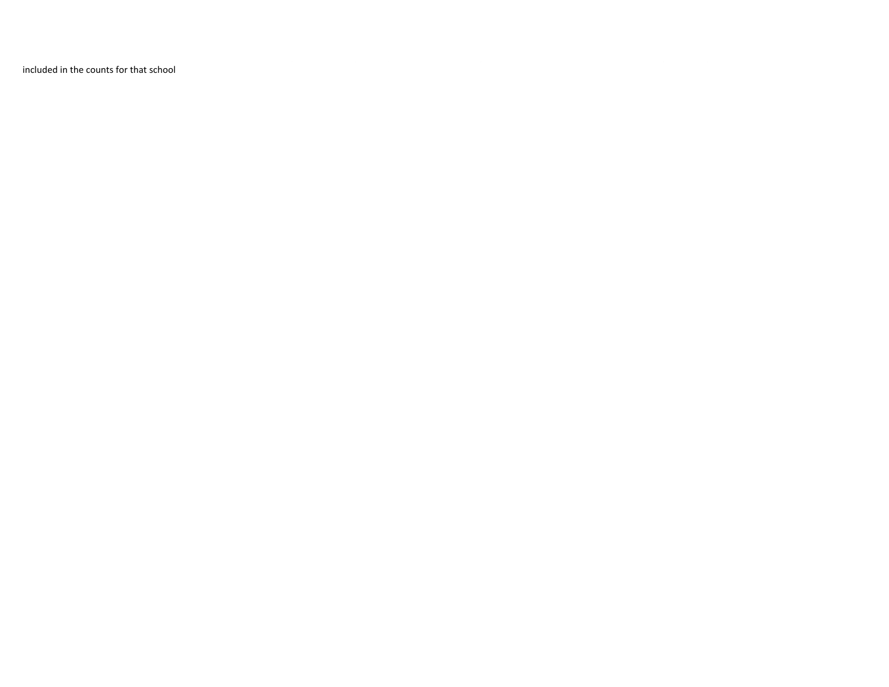included in the counts for that school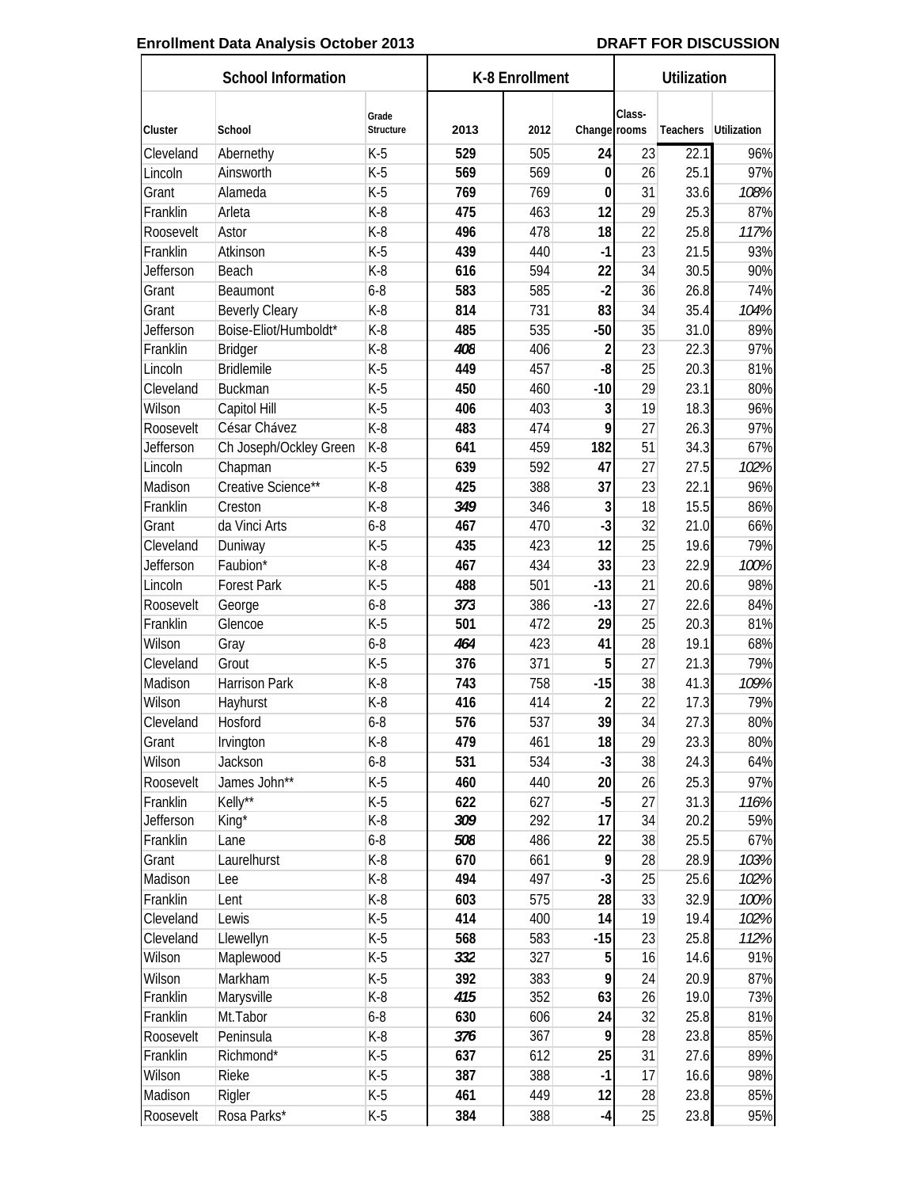**Enrollment Data Analysis October 2013** **DRAFT FOR DISCUSSION**

| School Information | | | K-8 Enrollment | | | Utilization | | |
|---|---|---|---|---|---|---|---|---|
| Cluster | School | Grade Structure | 2013 | 2012 | Change | Class-rooms | Teachers | Utilization |
| Cleveland | Abernethy | K-5 | **529** | 505 | **24** | 23 | 22.1 | 96% |
| Lincoln | Ainsworth | K-5 | **569** | 569 | **0** | 26 | 25.1 | 97% |
| Grant | Alameda | K-5 | **769** | 769 | **0** | 31 | 33.6 | *108%* |
| Franklin | Arleta | K-8 | **475** | 463 | **12** | 29 | 25.3 | 87% |
| Roosevelt | Astor | K-8 | **496** | 478 | **18** | 22 | 25.8 | *117%* |
| Franklin | Atkinson | K-5 | **439** | 440 | **-1** | 23 | 21.5 | 93% |
| Jefferson | Beach | K-8 | **616** | 594 | **22** | 34 | 30.5 | 90% |
| Grant | Beaumont | 6-8 | **583** | 585 | **-2** | 36 | 26.8 | 74% |
| Grant | Beverly Cleary | K-8 | **814** | 731 | **83** | 34 | 35.4 | *104%* |
| Jefferson | Boise-Eliot/Humboldt* | K-8 | **485** | 535 | **-50** | 35 | 31.0 | 89% |
| Franklin | Bridger | K-8 | ***408*** | 406 | **2** | 23 | 22.3 | 97% |
| Lincoln | Bridlemile | K-5 | **449** | 457 | **-8** | 25 | 20.3 | 81% |
| Cleveland | Buckman | K-5 | **450** | 460 | **-10** | 29 | 23.1 | 80% |
| Wilson | Capitol Hill | K-5 | **406** | 403 | **3** | 19 | 18.3 | 96% |
| Roosevelt | César Chávez | K-8 | **483** | 474 | **9** | 27 | 26.3 | 97% |
| Jefferson | Ch Joseph/Ockley Green | K-8 | **641** | 459 | **182** | 51 | 34.3 | 67% |
| Lincoln | Chapman | K-5 | **639** | 592 | **47** | 27 | 27.5 | *102%* |
| Madison | Creative Science** | K-8 | **425** | 388 | **37** | 23 | 22.1 | 96% |
| Franklin | Creston | K-8 | ***349*** | 346 | **3** | 18 | 15.5 | 86% |
| Grant | da Vinci Arts | 6-8 | **467** | 470 | **-3** | 32 | 21.0 | 66% |
| Cleveland | Duniway | K-5 | **435** | 423 | **12** | 25 | 19.6 | 79% |
| Jefferson | Faubion* | K-8 | **467** | 434 | **33** | 23 | 22.9 | *100%* |
| Lincoln | Forest Park | K-5 | **488** | 501 | **-13** | 21 | 20.6 | 98% |
| Roosevelt | George | 6-8 | ***373*** | 386 | **-13** | 27 | 22.6 | 84% |
| Franklin | Glencoe | K-5 | **501** | 472 | **29** | 25 | 20.3 | 81% |
| Wilson | Gray | 6-8 | ***464*** | 423 | **41** | 28 | 19.1 | 68% |
| Cleveland | Grout | K-5 | **376** | 371 | **5** | 27 | 21.3 | 79% |
| Madison | Harrison Park | K-8 | **743** | 758 | **-15** | 38 | 41.3 | *109%* |
| Wilson | Hayhurst | K-8 | **416** | 414 | **2** | 22 | 17.3 | 79% |
| Cleveland | Hosford | 6-8 | **576** | 537 | **39** | 34 | 27.3 | 80% |
| Grant | Irvington | K-8 | **479** | 461 | **18** | 29 | 23.3 | 80% |
| Wilson | Jackson | 6-8 | **531** | 534 | **-3** | 38 | 24.3 | 64% |
| Roosevelt | James John** | K-5 | **460** | 440 | **20** | 26 | 25.3 | 97% |
| Franklin | Kelly** | K-5 | **622** | 627 | **-5** | 27 | 31.3 | *116%* |
| Jefferson | King* | K-8 | ***309*** | 292 | **17** | 34 | 20.2 | 59% |
| Franklin | Lane | 6-8 | ***508*** | 486 | **22** | 38 | 25.5 | 67% |
| Grant | Laurelhurst | K-8 | **670** | 661 | **9** | 28 | 28.9 | *103%* |
| Madison | Lee | K-8 | **494** | 497 | **-3** | 25 | 25.6 | *102%* |
| Franklin | Lent | K-8 | **603** | 575 | **28** | 33 | 32.9 | *100%* |
| Cleveland | Lewis | K-5 | **414** | 400 | **14** | 19 | 19.4 | *102%* |
| Cleveland | Llewellyn | K-5 | **568** | 583 | **-15** | 23 | 25.8 | *112%* |
| Wilson | Maplewood | K-5 | ***332*** | 327 | **5** | 16 | 14.6 | 91% |
| Wilson | Markham | K-5 | **392** | 383 | **9** | 24 | 20.9 | 87% |
| Franklin | Marysville | K-8 | ***415*** | 352 | **63** | 26 | 19.0 | 73% |
| Franklin | Mt.Tabor | 6-8 | **630** | 606 | **24** | 32 | 25.8 | 81% |
| Roosevelt | Peninsula | K-8 | ***376*** | 367 | **9** | 28 | 23.8 | 85% |
| Franklin | Richmond* | K-5 | **637** | 612 | **25** | 31 | 27.6 | 89% |
| Wilson | Rieke | K-5 | **387** | 388 | **-1** | 17 | 16.6 | 98% |
| Madison | Rigler | K-5 | **461** | 449 | **12** | 28 | 23.8 | 85% |
| Roosevelt | Rosa Parks* | K-5 | **384** | 388 | **-4** | 25 | 23.8 | 95% |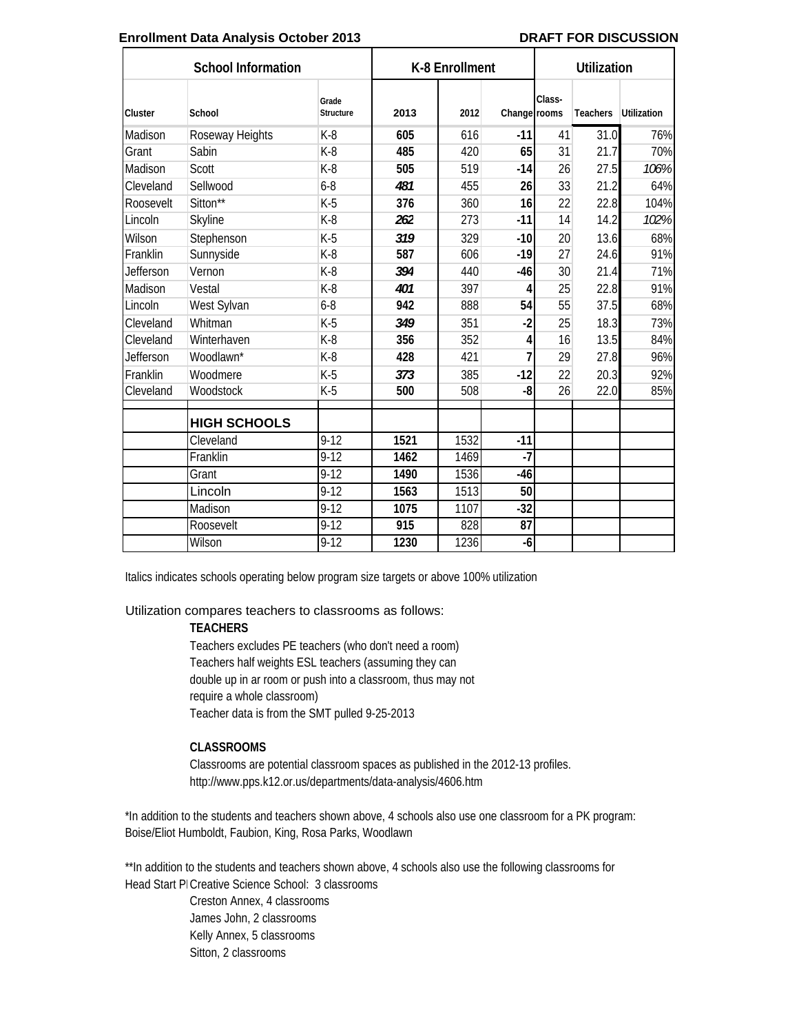**Enrollment Data Analysis October 2013** **DRAFT FOR DISCUSSION**

| School Information | | | K-8 Enrollment | | | Utilization | | |
|---|---|---|---|---|---|---|---|---|
| Cluster | School | Grade Structure | 2013 | 2012 | Change | Class-rooms | Teachers | Utilization |
| Madison | Roseway Heights | K-8 | **605** | 616 | **-11** | 41 | 31.0 | 76% |
| Grant | Sabin | K-8 | **485** | 420 | **65** | 31 | 21.7 | 70% |
| Madison | Scott | K-8 | **505** | 519 | **-14** | 26 | 27.5 | *106%* |
| Cleveland | Sellwood | 6-8 | ***481*** | 455 | **26** | 33 | 21.2 | 64% |
| Roosevelt | Sitton** | K-5 | **376** | 360 | **16** | 22 | 22.8 | 104% |
| Lincoln | Skyline | K-8 | ***262*** | 273 | **-11** | 14 | 14.2 | *102%* |
| Wilson | Stephenson | K-5 | ***319*** | 329 | **-10** | 20 | 13.6 | 68% |
| Franklin | Sunnyside | K-8 | **587** | 606 | **-19** | 27 | 24.6 | 91% |
| Jefferson | Vernon | K-8 | ***394*** | 440 | **-46** | 30 | 21.4 | 71% |
| Madison | Vestal | K-8 | ***401*** | 397 | **4** | 25 | 22.8 | 91% |
| Lincoln | West Sylvan | 6-8 | **942** | 888 | **54** | 55 | 37.5 | 68% |
| Cleveland | Whitman | K-5 | ***349*** | 351 | **-2** | 25 | 18.3 | 73% |
| Cleveland | Winterhaven | K-8 | **356** | 352 | **4** | 16 | 13.5 | 84% |
| Jefferson | Woodlawn* | K-8 | **428** | 421 | **7** | 29 | 27.8 | 96% |
| Franklin | Woodmere | K-5 | ***373*** | 385 | **-12** | 22 | 20.3 | 92% |
| Cleveland | Woodstock | K-5 | **500** | 508 | **-8** | 26 | 22.0 | 85% |
| | | | | | | | | |
| | **HIGH SCHOOLS** | | | | | | | |
| | Cleveland | 9-12 | **1521** | 1532 | **-11** | | | |
| | Franklin | 9-12 | **1462** | 1469 | **-7** | | | |
| | Grant | 9-12 | **1490** | 1536 | **-46** | | | |
| | Lincoln | 9-12 | **1563** | 1513 | **50** | | | |
| | Madison | 9-12 | **1075** | 1107 | **-32** | | | |
| | Roosevelt | 9-12 | **915** | 828 | **87** | | | |
| | Wilson | 9-12 | **1230** | 1236 | **-6** | | | |

Italics indicates schools operating below program size targets or above 100% utilization

Utilization compares teachers to classrooms as follows:

**TEACHERS**

Teachers excludes PE teachers (who don't need a room)
Teachers half weights ESL teachers (assuming they can double up in ar room or push into a classroom, thus may not require a whole classroom)
Teacher data is from the SMT pulled 9-25-2013

**CLASSROOMS**

Classrooms are potential classroom spaces as published in the 2012-13 profiles.
http://www.pps.k12.or.us/departments/data-analysis/4606.htm

*In addition to the students and teachers shown above, 4 schools also use one classroom for a PK program: Boise/Eliot Humboldt, Faubion, King, Rosa Parks, Woodlawn

**In addition to the students and teachers shown above, 4 schools also use the following classrooms for Head Start Pl Creative Science School: 3 classrooms
Creston Annex, 4 classrooms
James John, 2 classrooms
Kelly Annex, 5 classrooms
Sitton, 2 classrooms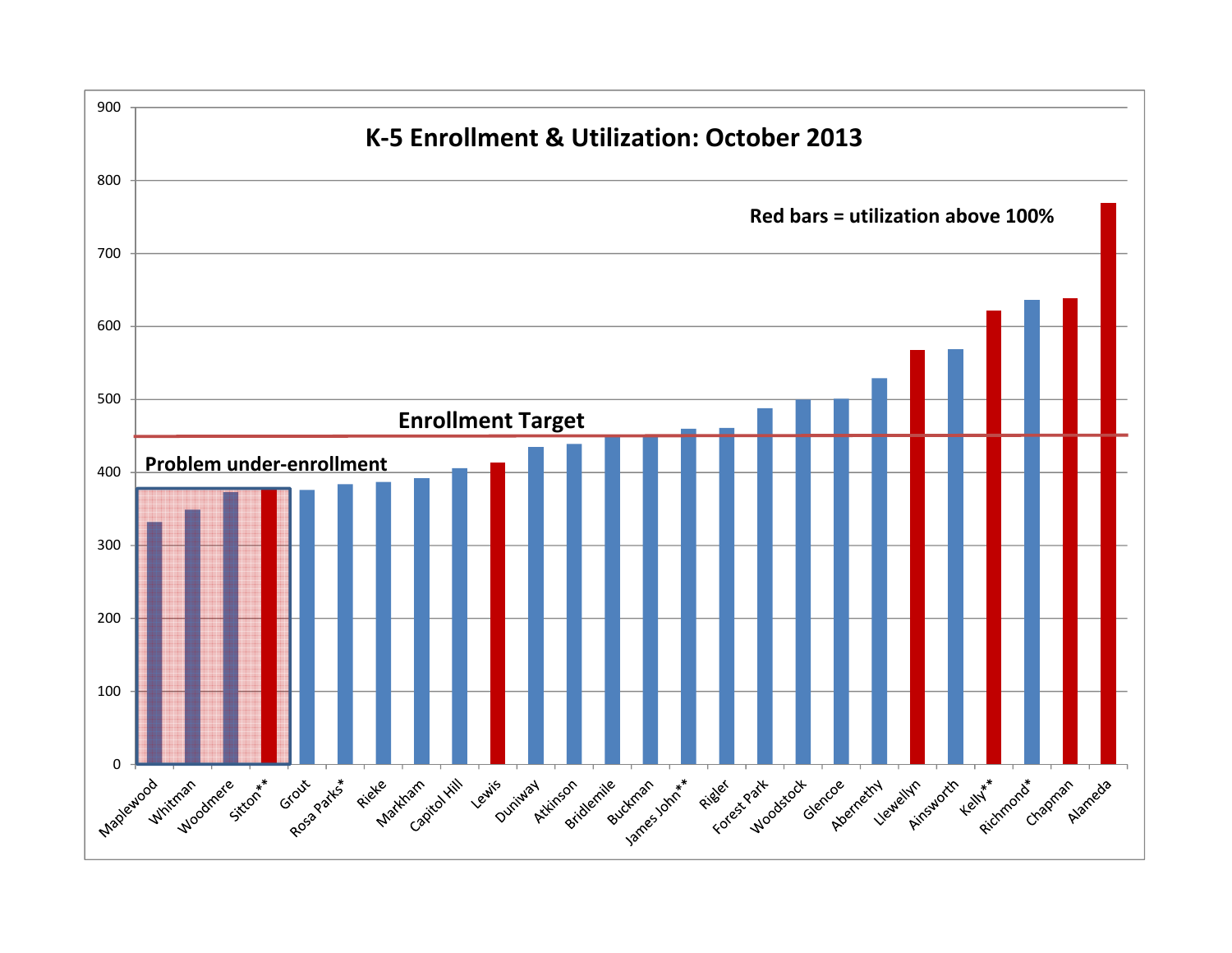# K-5 Enrollment & Utilization: October 2013

Red bars = utilization above 100%

Enrollment Target

Problem under-enrollment

Schools (in chart order): Maplewood, Whitman, Woodmere, Sitton**, Grout, Rosa Parks*, Rieke, Markham, Capitol Hill, Lewis, Duniway, Atkinson, Bridlemile, Buckman, James John**, Rigler, Forest Park, Woodstock, Glencoe, Abernethy, Llewellyn, Ainsworth, Kelly**, Richmond*, Chapman, Alameda

Y-axis: 0, 100, 200, 300, 400, 500, 600, 700, 800, 900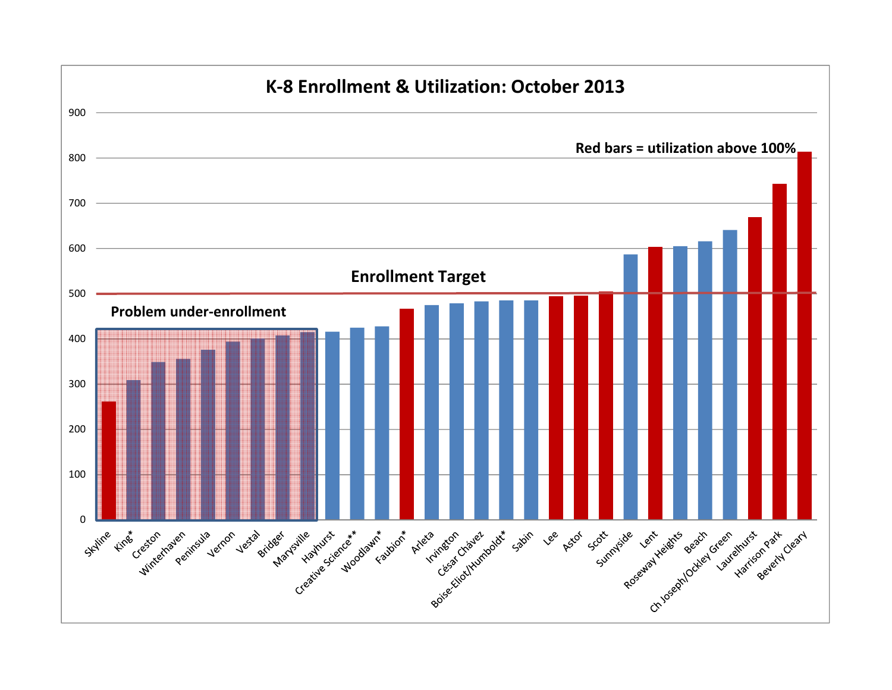# K-8 Enrollment & Utilization: October 2013

Red bars = utilization above 100%

Enrollment Target

Problem under-enrollment

| School | Enrollment (approx.) | Utilization above 100% |
|---|---|---|
| Skyline | 260 | Yes |
| King* | 308 | |
| Creston | 348 | |
| Winterhaven | 355 | |
| Peninsula | 375 | |
| Vernon | 394 | |
| Vestal | 400 | |
| Bridger | 407 | |
| Marysville | 415 | |
| Hayhurst | 415 | |
| Creative Science** | 424 | |
| Woodlawn* | 427 | |
| Faubion* | 466 | Yes |
| Arleta | 474 | |
| Irvington | 478 | |
| César Chávez | 482 | |
| Boise-Eliot/Humboldt* | 485 | |
| Sabin | 485 | |
| Lee | 494 | Yes |
| Astor | 495 | Yes |
| Scott | 504 | Yes |
| Sunnyside | 586 | |
| Lent | 603 | Yes |
| Roseway Heights | 604 | |
| Beach | 615 | |
| Ch Joseph/Ockley Green | 640 | |
| Laurelhurst | 668 | Yes |
| Harrison Park | 742 | Yes |
| Beverly Cleary | 813 | Yes |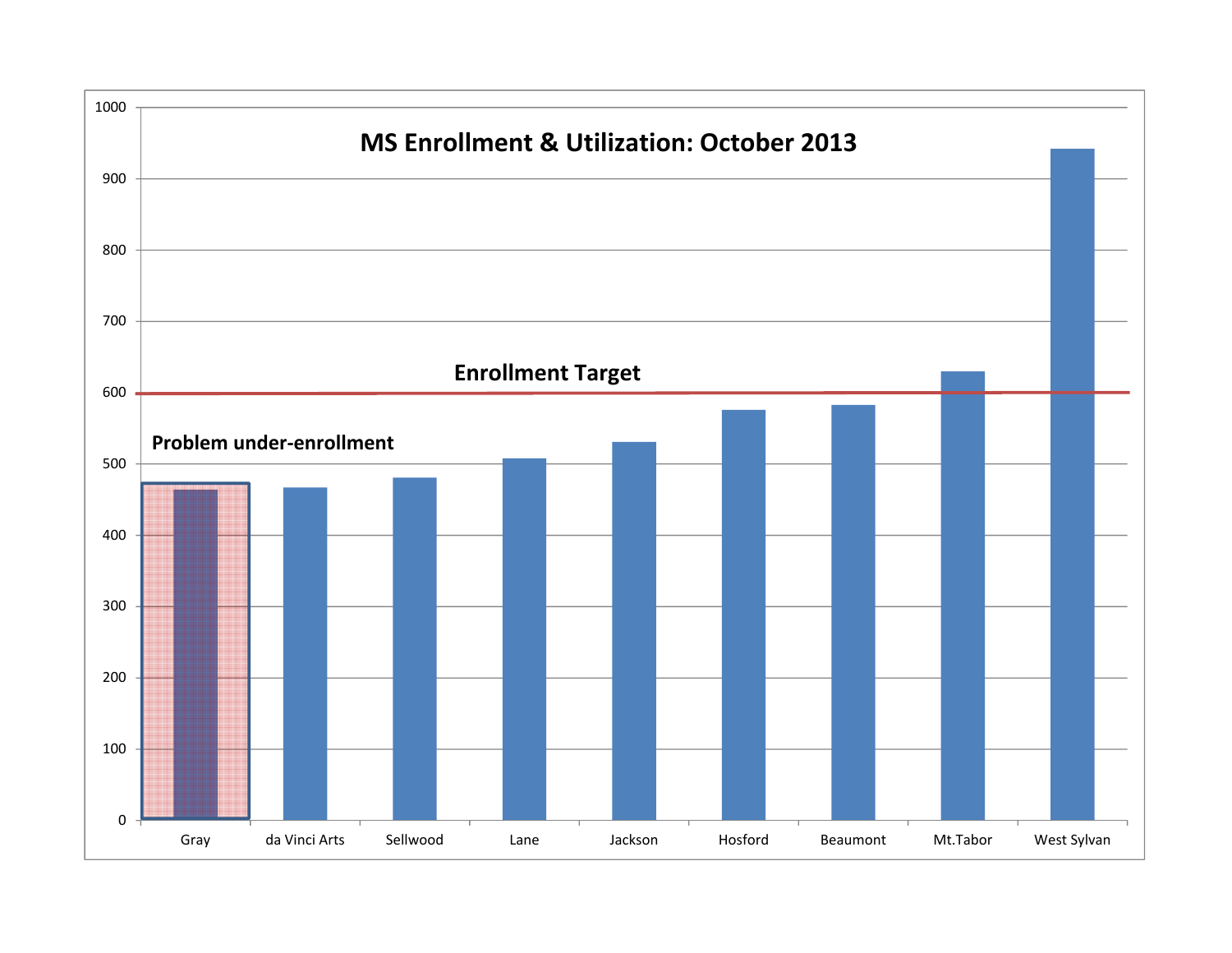# MS Enrollment & Utilization: October 2013

**Enrollment Target**

**Problem under-enrollment**

| School | Approx. Enrollment |
|---|---|
| Gray | ~465 |
| da Vinci Arts | ~467 |
| Sellwood | ~480 |
| Lane | ~507 |
| Jackson | ~530 |
| Hosford | ~575 |
| Beaumont | ~582 |
| Mt.Tabor | ~630 |
| West Sylvan | ~942 |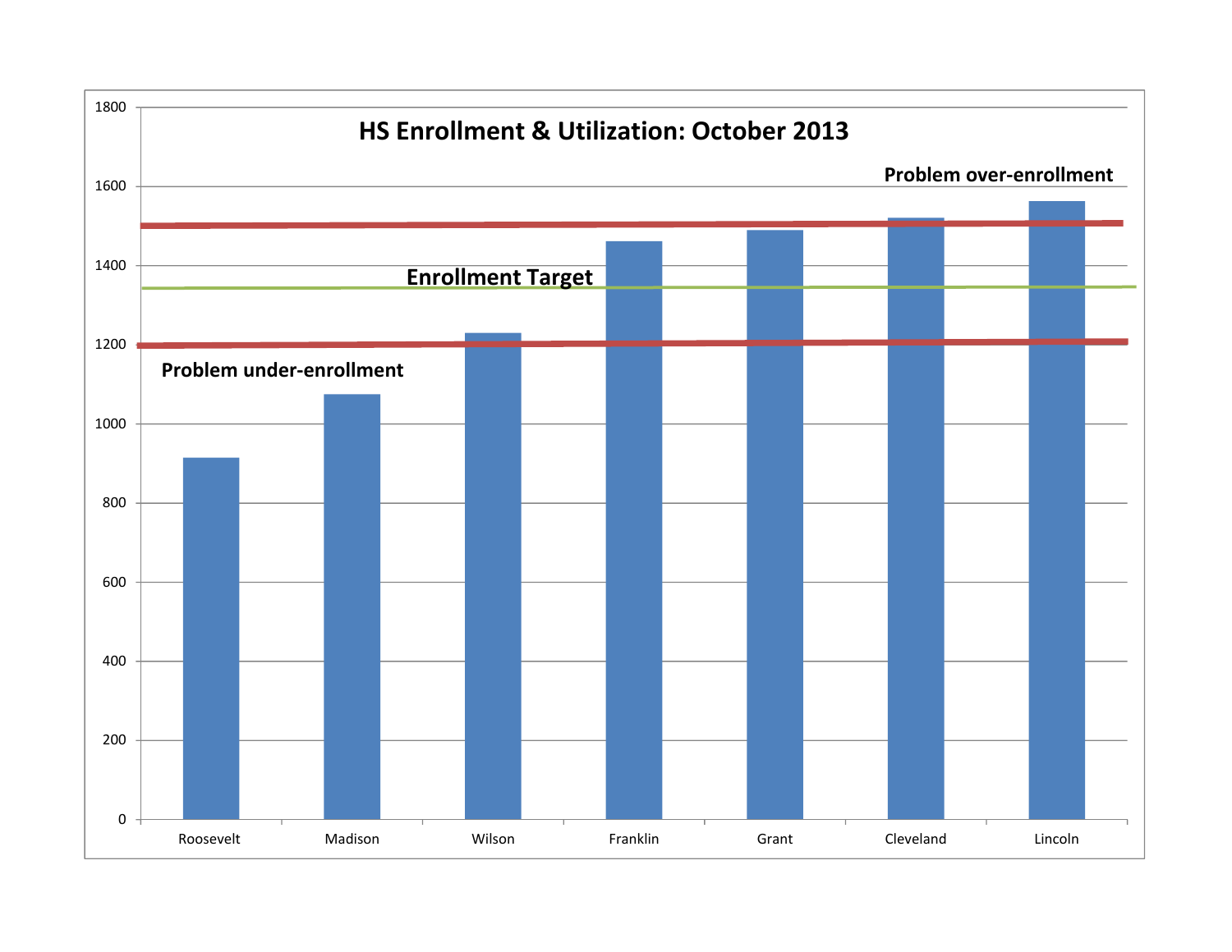HS Enrollment & Utilization: October 2013

Problem over-enrollment

Enrollment Target

Problem under-enrollment

1800
1600
1400
1200
1000
800
600
400
200
0

Roosevelt
Madison
Wilson
Franklin
Grant
Cleveland
Lincoln